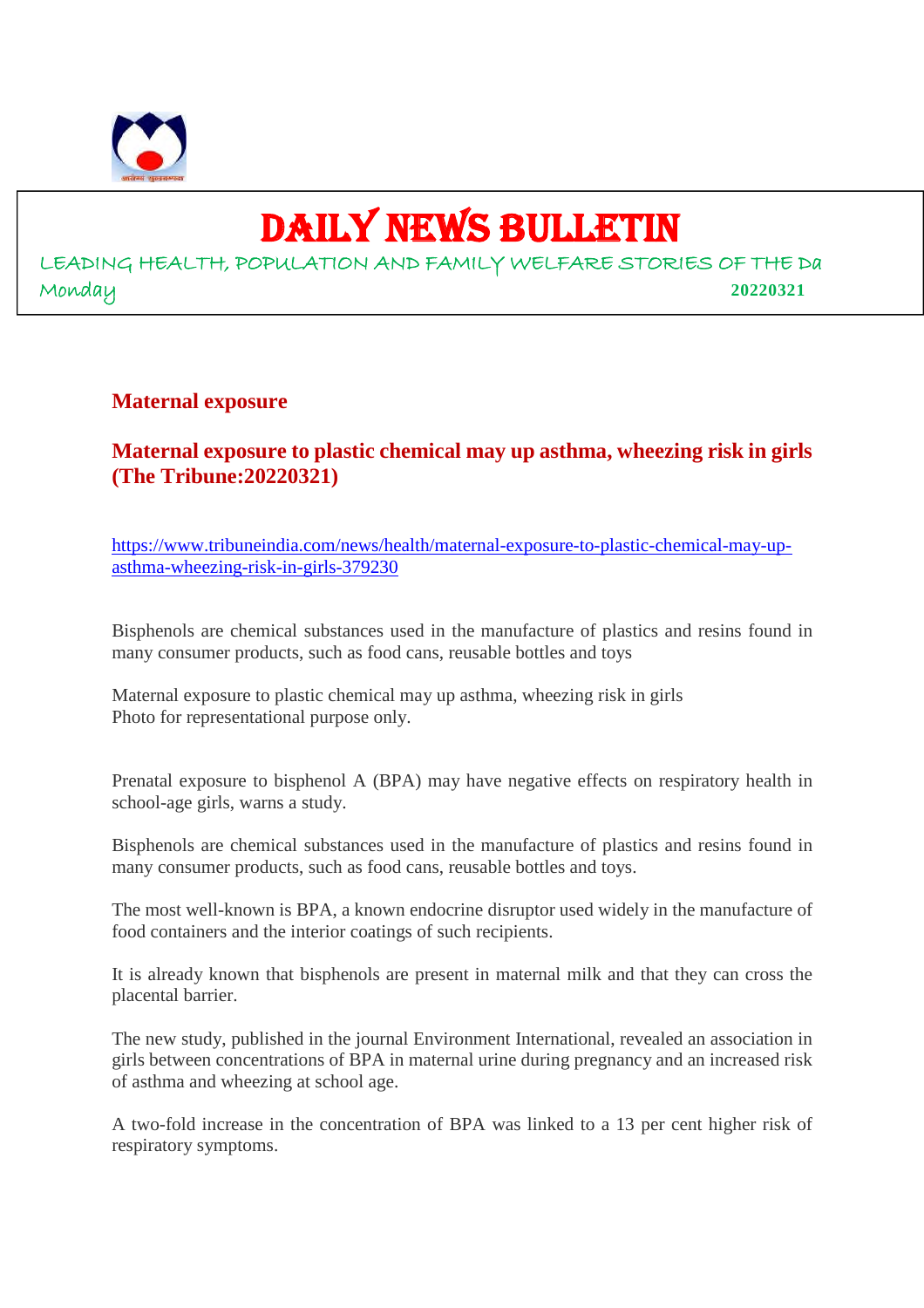# DAILY NEWS BULLETIN

LEADING HEALTH, POPULATION AND FAMILY WELFARE STORIES OF THE Da

Monday 20220321

## Maternal exposure

### Maternal exposure to plastic chemical may up asthma, wheezing risk in girls (The Tribune:20220321)

https://www.tribuneindia.com/news/health/maternal-exposure-to-plastic-chemical-may-up-asthma-wheezing-risk-in-girls-379230

Bisphenols are chemical substances used in the manufacture of plastics and resins found in many consumer products, such as food cans, reusable bottles and toys

Maternal exposure to plastic chemical may up asthma, wheezing risk in girls
Photo for representational purpose only.

Prenatal exposure to bisphenol A (BPA) may have negative effects on respiratory health in school-age girls, warns a study.

Bisphenols are chemical substances used in the manufacture of plastics and resins found in many consumer products, such as food cans, reusable bottles and toys.

The most well-known is BPA, a known endocrine disruptor used widely in the manufacture of food containers and the interior coatings of such recipients.

It is already known that bisphenols are present in maternal milk and that they can cross the placental barrier.

The new study, published in the journal Environment International, revealed an association in girls between concentrations of BPA in maternal urine during pregnancy and an increased risk of asthma and wheezing at school age.

A two-fold increase in the concentration of BPA was linked to a 13 per cent higher risk of respiratory symptoms.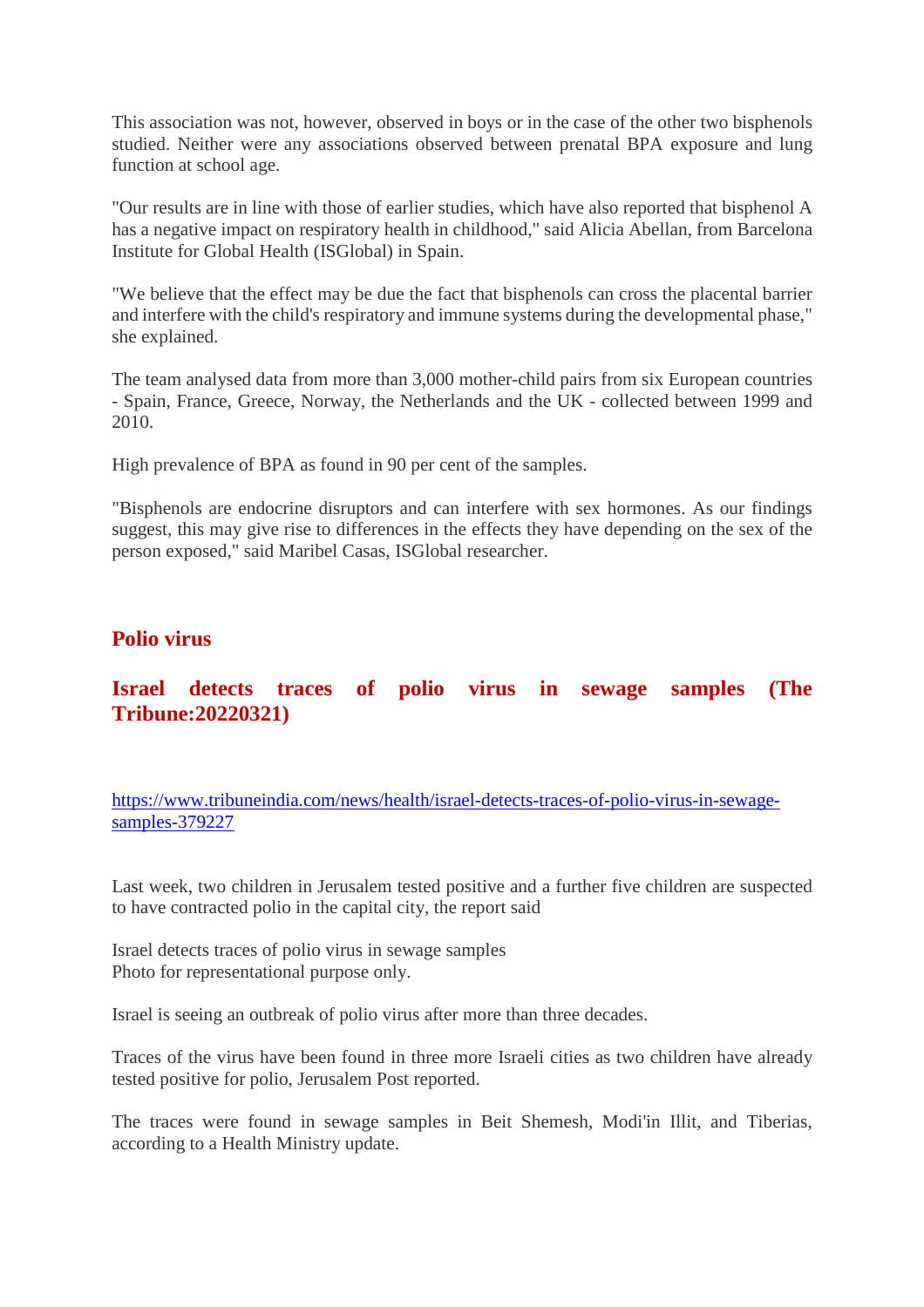This association was not, however, observed in boys or in the case of the other two bisphenols studied. Neither were any associations observed between prenatal BPA exposure and lung function at school age.

"Our results are in line with those of earlier studies, which have also reported that bisphenol A has a negative impact on respiratory health in childhood," said Alicia Abellan, from Barcelona Institute for Global Health (ISGlobal) in Spain.

"We believe that the effect may be due the fact that bisphenols can cross the placental barrier and interfere with the child's respiratory and immune systems during the developmental phase," she explained.

The team analysed data from more than 3,000 mother-child pairs from six European countries - Spain, France, Greece, Norway, the Netherlands and the UK - collected between 1999 and 2010.

High prevalence of BPA as found in 90 per cent of the samples.

"Bisphenols are endocrine disruptors and can interfere with sex hormones. As our findings suggest, this may give rise to differences in the effects they have depending on the sex of the person exposed," said Maribel Casas, ISGlobal researcher.

## Polio virus

## Israel detects traces of polio virus in sewage samples (The Tribune:20220321)

https://www.tribuneindia.com/news/health/israel-detects-traces-of-polio-virus-in-sewage-samples-379227

Last week, two children in Jerusalem tested positive and a further five children are suspected to have contracted polio in the capital city, the report said

Israel detects traces of polio virus in sewage samples
Photo for representational purpose only.

Israel is seeing an outbreak of polio virus after more than three decades.

Traces of the virus have been found in three more Israeli cities as two children have already tested positive for polio, Jerusalem Post reported.

The traces were found in sewage samples in Beit Shemesh, Modi'in Illit, and Tiberias, according to a Health Ministry update.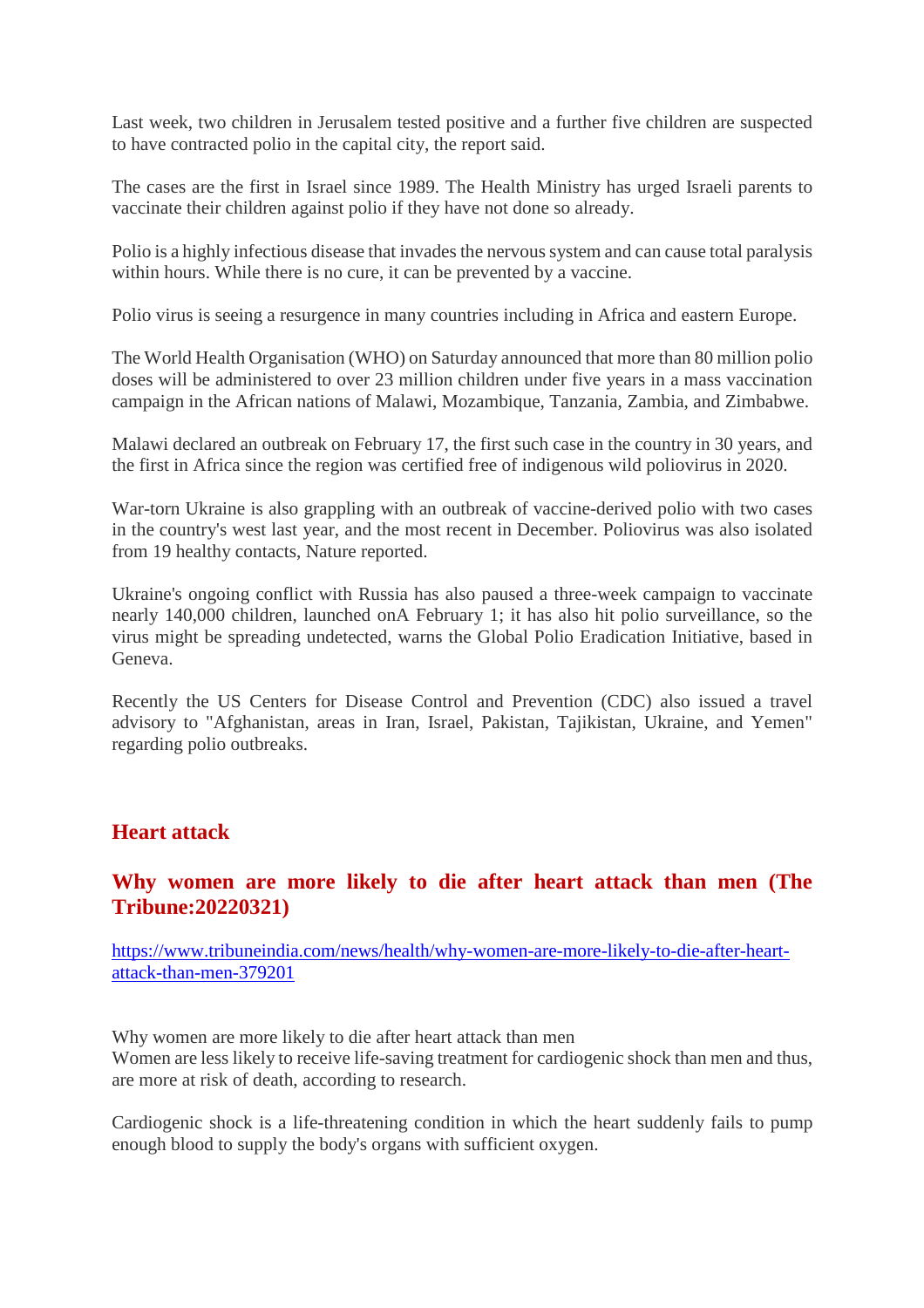Last week, two children in Jerusalem tested positive and a further five children are suspected to have contracted polio in the capital city, the report said.

The cases are the first in Israel since 1989. The Health Ministry has urged Israeli parents to vaccinate their children against polio if they have not done so already.

Polio is a highly infectious disease that invades the nervous system and can cause total paralysis within hours. While there is no cure, it can be prevented by a vaccine.

Polio virus is seeing a resurgence in many countries including in Africa and eastern Europe.

The World Health Organisation (WHO) on Saturday announced that more than 80 million polio doses will be administered to over 23 million children under five years in a mass vaccination campaign in the African nations of Malawi, Mozambique, Tanzania, Zambia, and Zimbabwe.

Malawi declared an outbreak on February 17, the first such case in the country in 30 years, and the first in Africa since the region was certified free of indigenous wild poliovirus in 2020.

War-torn Ukraine is also grappling with an outbreak of vaccine-derived polio with two cases in the country's west last year, and the most recent in December. Poliovirus was also isolated from 19 healthy contacts, Nature reported.

Ukraine's ongoing conflict with Russia has also paused a three-week campaign to vaccinate nearly 140,000 children, launched onA February 1; it has also hit polio surveillance, so the virus might be spreading undetected, warns the Global Polio Eradication Initiative, based in Geneva.

Recently the US Centers for Disease Control and Prevention (CDC) also issued a travel advisory to "Afghanistan, areas in Iran, Israel, Pakistan, Tajikistan, Ukraine, and Yemen" regarding polio outbreaks.

## Heart attack

### Why women are more likely to die after heart attack than men (The Tribune:20220321)

https://www.tribuneindia.com/news/health/why-women-are-more-likely-to-die-after-heart-attack-than-men-379201

Why women are more likely to die after heart attack than men
Women are less likely to receive life-saving treatment for cardiogenic shock than men and thus, are more at risk of death, according to research.

Cardiogenic shock is a life-threatening condition in which the heart suddenly fails to pump enough blood to supply the body's organs with sufficient oxygen.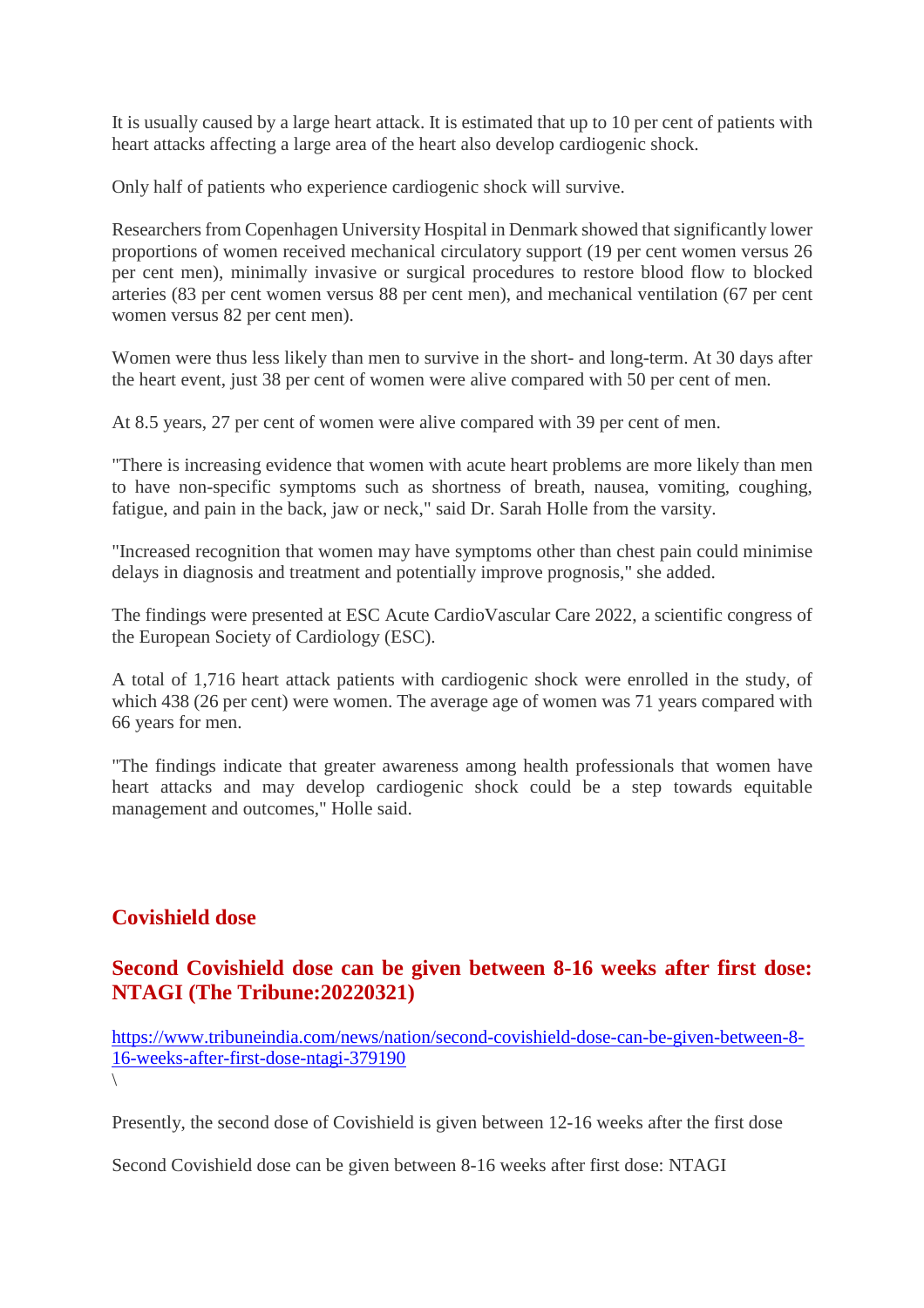It is usually caused by a large heart attack. It is estimated that up to 10 per cent of patients with heart attacks affecting a large area of the heart also develop cardiogenic shock.

Only half of patients who experience cardiogenic shock will survive.

Researchers from Copenhagen University Hospital in Denmark showed that significantly lower proportions of women received mechanical circulatory support (19 per cent women versus 26 per cent men), minimally invasive or surgical procedures to restore blood flow to blocked arteries (83 per cent women versus 88 per cent men), and mechanical ventilation (67 per cent women versus 82 per cent men).

Women were thus less likely than men to survive in the short- and long-term. At 30 days after the heart event, just 38 per cent of women were alive compared with 50 per cent of men.

At 8.5 years, 27 per cent of women were alive compared with 39 per cent of men.

"There is increasing evidence that women with acute heart problems are more likely than men to have non-specific symptoms such as shortness of breath, nausea, vomiting, coughing, fatigue, and pain in the back, jaw or neck," said Dr. Sarah Holle from the varsity.

"Increased recognition that women may have symptoms other than chest pain could minimise delays in diagnosis and treatment and potentially improve prognosis," she added.

The findings were presented at ESC Acute CardioVascular Care 2022, a scientific congress of the European Society of Cardiology (ESC).

A total of 1,716 heart attack patients with cardiogenic shock were enrolled in the study, of which 438 (26 per cent) were women. The average age of women was 71 years compared with 66 years for men.

"The findings indicate that greater awareness among health professionals that women have heart attacks and may develop cardiogenic shock could be a step towards equitable management and outcomes," Holle said.

## Covishield dose

## Second Covishield dose can be given between 8-16 weeks after first dose: NTAGI (The Tribune:20220321)

https://www.tribuneindia.com/news/nation/second-covishield-dose-can-be-given-between-8-16-weeks-after-first-dose-ntagi-379190

\

Presently, the second dose of Covishield is given between 12-16 weeks after the first dose

Second Covishield dose can be given between 8-16 weeks after first dose: NTAGI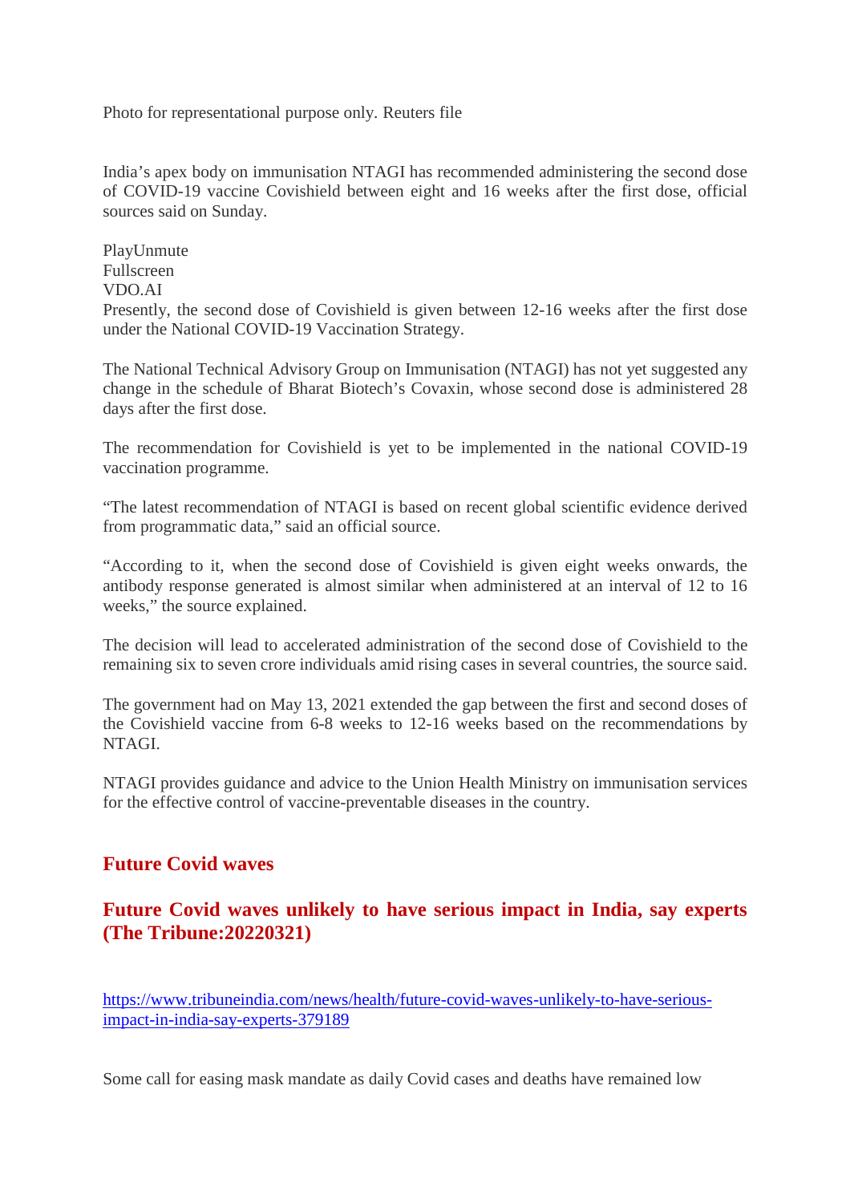Photo for representational purpose only. Reuters file

India's apex body on immunisation NTAGI has recommended administering the second dose of COVID-19 vaccine Covishield between eight and 16 weeks after the first dose, official sources said on Sunday.

PlayUnmute
Fullscreen
VDO.AI
Presently, the second dose of Covishield is given between 12-16 weeks after the first dose under the National COVID-19 Vaccination Strategy.

The National Technical Advisory Group on Immunisation (NTAGI) has not yet suggested any change in the schedule of Bharat Biotech's Covaxin, whose second dose is administered 28 days after the first dose.

The recommendation for Covishield is yet to be implemented in the national COVID-19 vaccination programme.

"The latest recommendation of NTAGI is based on recent global scientific evidence derived from programmatic data," said an official source.

"According to it, when the second dose of Covishield is given eight weeks onwards, the antibody response generated is almost similar when administered at an interval of 12 to 16 weeks," the source explained.

The decision will lead to accelerated administration of the second dose of Covishield to the remaining six to seven crore individuals amid rising cases in several countries, the source said.

The government had on May 13, 2021 extended the gap between the first and second doses of the Covishield vaccine from 6-8 weeks to 12-16 weeks based on the recommendations by NTAGI.

NTAGI provides guidance and advice to the Union Health Ministry on immunisation services for the effective control of vaccine-preventable diseases in the country.

## Future Covid waves

## Future Covid waves unlikely to have serious impact in India, say experts (The Tribune:20220321)

https://www.tribuneindia.com/news/health/future-covid-waves-unlikely-to-have-serious-impact-in-india-say-experts-379189

Some call for easing mask mandate as daily Covid cases and deaths have remained low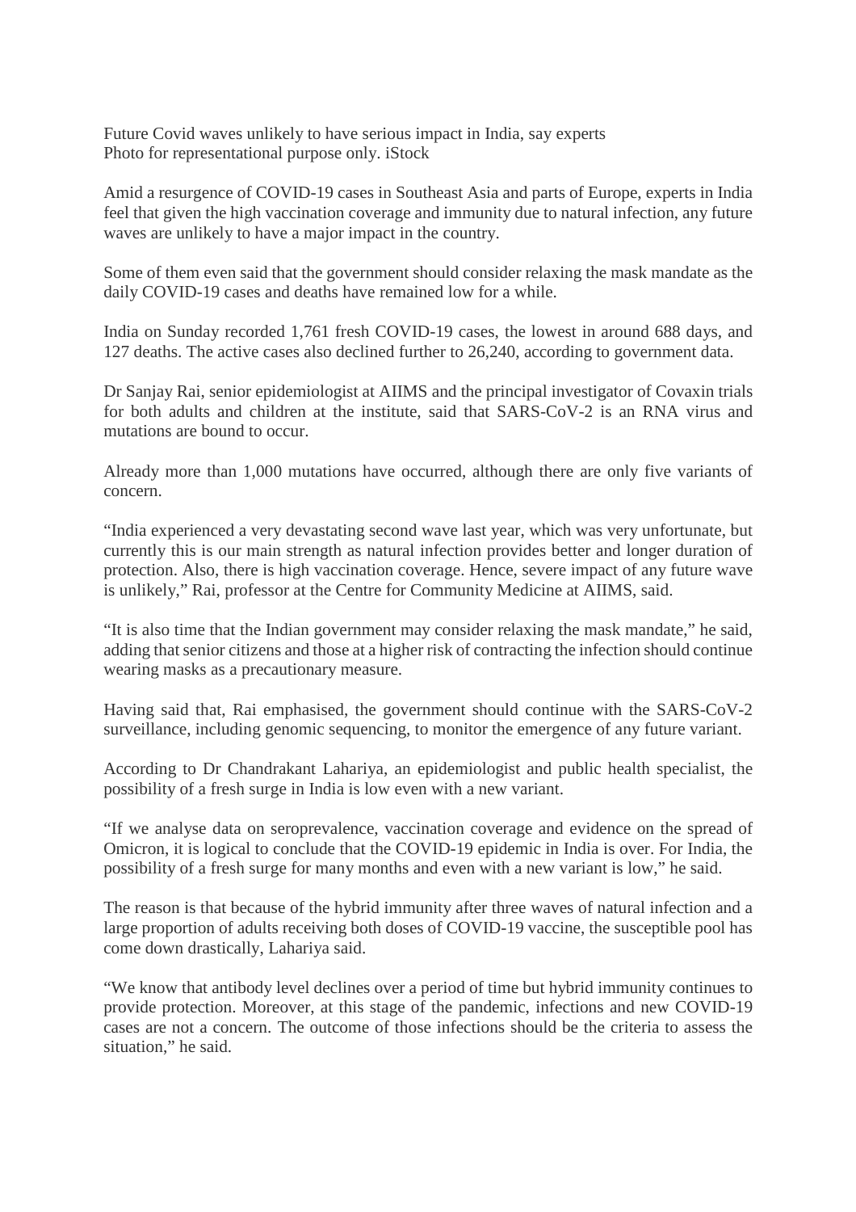Future Covid waves unlikely to have serious impact in India, say experts
Photo for representational purpose only. iStock

Amid a resurgence of COVID-19 cases in Southeast Asia and parts of Europe, experts in India feel that given the high vaccination coverage and immunity due to natural infection, any future waves are unlikely to have a major impact in the country.

Some of them even said that the government should consider relaxing the mask mandate as the daily COVID-19 cases and deaths have remained low for a while.

India on Sunday recorded 1,761 fresh COVID-19 cases, the lowest in around 688 days, and 127 deaths. The active cases also declined further to 26,240, according to government data.

Dr Sanjay Rai, senior epidemiologist at AIIMS and the principal investigator of Covaxin trials for both adults and children at the institute, said that SARS-CoV-2 is an RNA virus and mutations are bound to occur.

Already more than 1,000 mutations have occurred, although there are only five variants of concern.

“India experienced a very devastating second wave last year, which was very unfortunate, but currently this is our main strength as natural infection provides better and longer duration of protection. Also, there is high vaccination coverage. Hence, severe impact of any future wave is unlikely,” Rai, professor at the Centre for Community Medicine at AIIMS, said.

“It is also time that the Indian government may consider relaxing the mask mandate,” he said, adding that senior citizens and those at a higher risk of contracting the infection should continue wearing masks as a precautionary measure.

Having said that, Rai emphasised, the government should continue with the SARS-CoV-2 surveillance, including genomic sequencing, to monitor the emergence of any future variant.

According to Dr Chandrakant Lahariya, an epidemiologist and public health specialist, the possibility of a fresh surge in India is low even with a new variant.

“If we analyse data on seroprevalence, vaccination coverage and evidence on the spread of Omicron, it is logical to conclude that the COVID-19 epidemic in India is over. For India, the possibility of a fresh surge for many months and even with a new variant is low,” he said.

The reason is that because of the hybrid immunity after three waves of natural infection and a large proportion of adults receiving both doses of COVID-19 vaccine, the susceptible pool has come down drastically, Lahariya said.

“We know that antibody level declines over a period of time but hybrid immunity continues to provide protection. Moreover, at this stage of the pandemic, infections and new COVID-19 cases are not a concern. The outcome of those infections should be the criteria to assess the situation,” he said.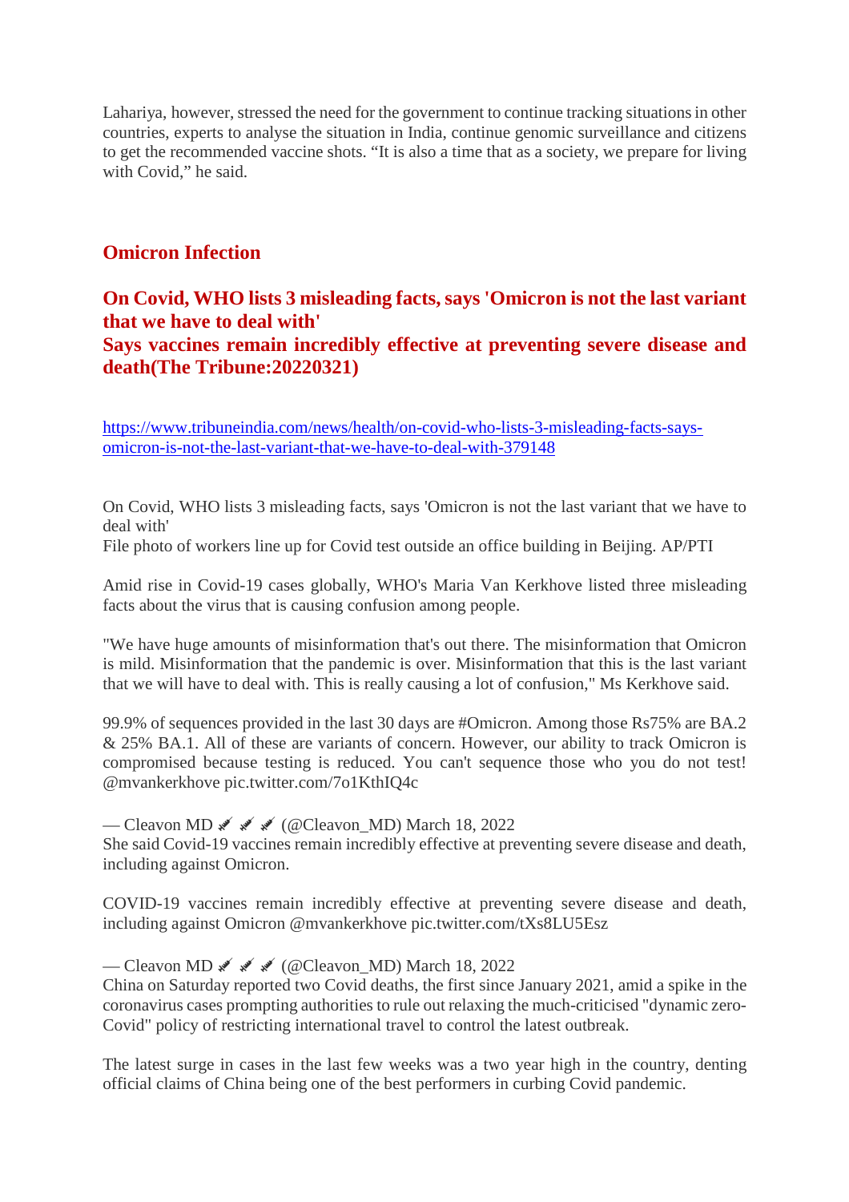Lahariya, however, stressed the need for the government to continue tracking situations in other countries, experts to analyse the situation in India, continue genomic surveillance and citizens to get the recommended vaccine shots. “It is also a time that as a society, we prepare for living with Covid,” he said.

## Omicron Infection

## On Covid, WHO lists 3 misleading facts, says 'Omicron is not the last variant that we have to deal with'
## Says vaccines remain incredibly effective at preventing severe disease and death(The Tribune:20220321)

https://www.tribuneindia.com/news/health/on-covid-who-lists-3-misleading-facts-says-omicron-is-not-the-last-variant-that-we-have-to-deal-with-379148

On Covid, WHO lists 3 misleading facts, says 'Omicron is not the last variant that we have to deal with'
File photo of workers line up for Covid test outside an office building in Beijing. AP/PTI

Amid rise in Covid-19 cases globally, WHO's Maria Van Kerkhove listed three misleading facts about the virus that is causing confusion among people.

"We have huge amounts of misinformation that's out there. The misinformation that Omicron is mild. Misinformation that the pandemic is over. Misinformation that this is the last variant that we will have to deal with. This is really causing a lot of confusion," Ms Kerkhove said.

99.9% of sequences provided in the last 30 days are #Omicron. Among those Rs75% are BA.2 & 25% BA.1. All of these are variants of concern. However, our ability to track Omicron is compromised because testing is reduced. You can't sequence those who you do not test! @mvankerkhove pic.twitter.com/7o1KthIQ4c

— Cleavon MD 💉 💉 💉 (@Cleavon_MD) March 18, 2022
She said Covid-19 vaccines remain incredibly effective at preventing severe disease and death, including against Omicron.

COVID-19 vaccines remain incredibly effective at preventing severe disease and death, including against Omicron @mvankerkhove pic.twitter.com/tXs8LU5Esz

— Cleavon MD 💉 💉 💉 (@Cleavon_MD) March 18, 2022
China on Saturday reported two Covid deaths, the first since January 2021, amid a spike in the coronavirus cases prompting authorities to rule out relaxing the much-criticised "dynamic zero-Covid" policy of restricting international travel to control the latest outbreak.

The latest surge in cases in the last few weeks was a two year high in the country, denting official claims of China being one of the best performers in curbing Covid pandemic.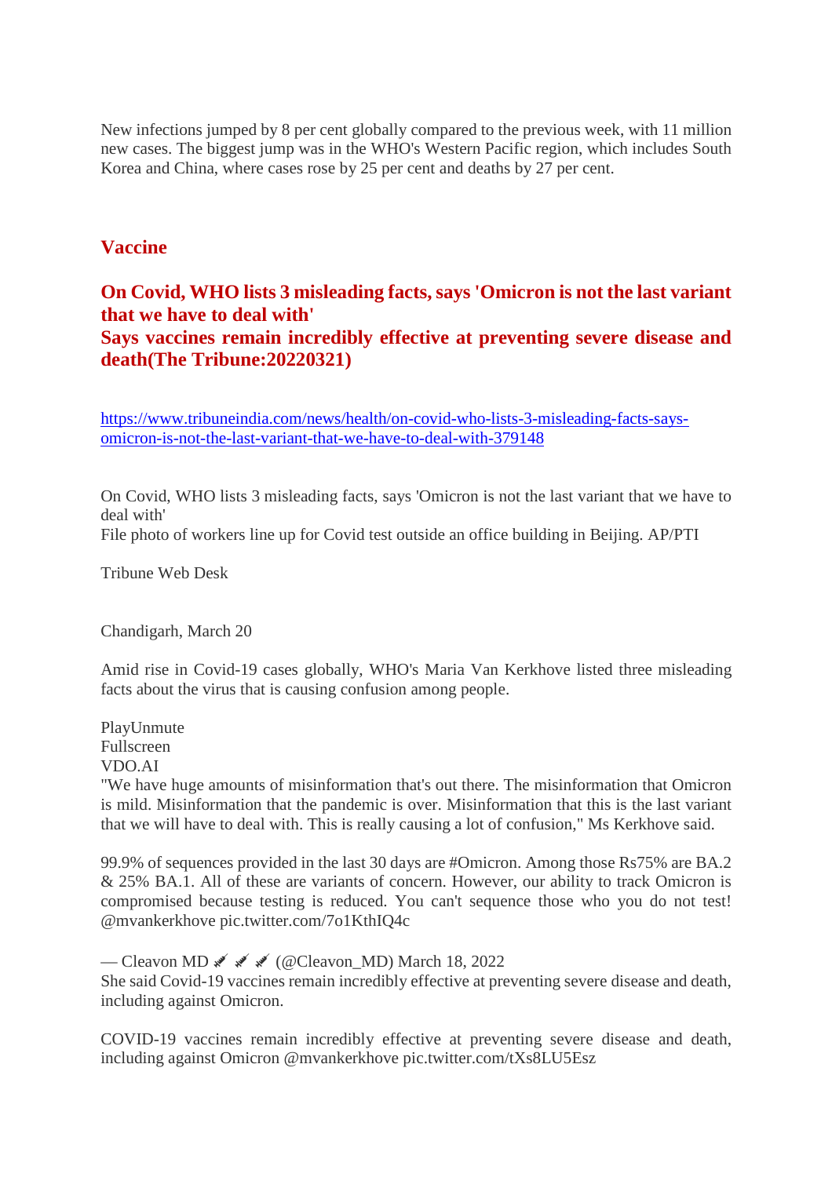New infections jumped by 8 per cent globally compared to the previous week, with 11 million new cases. The biggest jump was in the WHO's Western Pacific region, which includes South Korea and China, where cases rose by 25 per cent and deaths by 27 per cent.

## Vaccine

## On Covid, WHO lists 3 misleading facts, says 'Omicron is not the last variant that we have to deal with'
## Says vaccines remain incredibly effective at preventing severe disease and death(The Tribune:20220321)

https://www.tribuneindia.com/news/health/on-covid-who-lists-3-misleading-facts-says-omicron-is-not-the-last-variant-that-we-have-to-deal-with-379148

On Covid, WHO lists 3 misleading facts, says 'Omicron is not the last variant that we have to deal with'
File photo of workers line up for Covid test outside an office building in Beijing. AP/PTI

Tribune Web Desk

Chandigarh, March 20

Amid rise in Covid-19 cases globally, WHO's Maria Van Kerkhove listed three misleading facts about the virus that is causing confusion among people.

PlayUnmute
Fullscreen
VDO.AI
"We have huge amounts of misinformation that's out there. The misinformation that Omicron is mild. Misinformation that the pandemic is over. Misinformation that this is the last variant that we will have to deal with. This is really causing a lot of confusion," Ms Kerkhove said.

99.9% of sequences provided in the last 30 days are #Omicron. Among those Rs75% are BA.2 & 25% BA.1. All of these are variants of concern. However, our ability to track Omicron is compromised because testing is reduced. You can't sequence those who you do not test! @mvankerkhove pic.twitter.com/7o1KthIQ4c

— Cleavon MD 💉💉💉 (@Cleavon_MD) March 18, 2022
She said Covid-19 vaccines remain incredibly effective at preventing severe disease and death, including against Omicron.

COVID-19 vaccines remain incredibly effective at preventing severe disease and death, including against Omicron @mvankerkhove pic.twitter.com/tXs8LU5Esz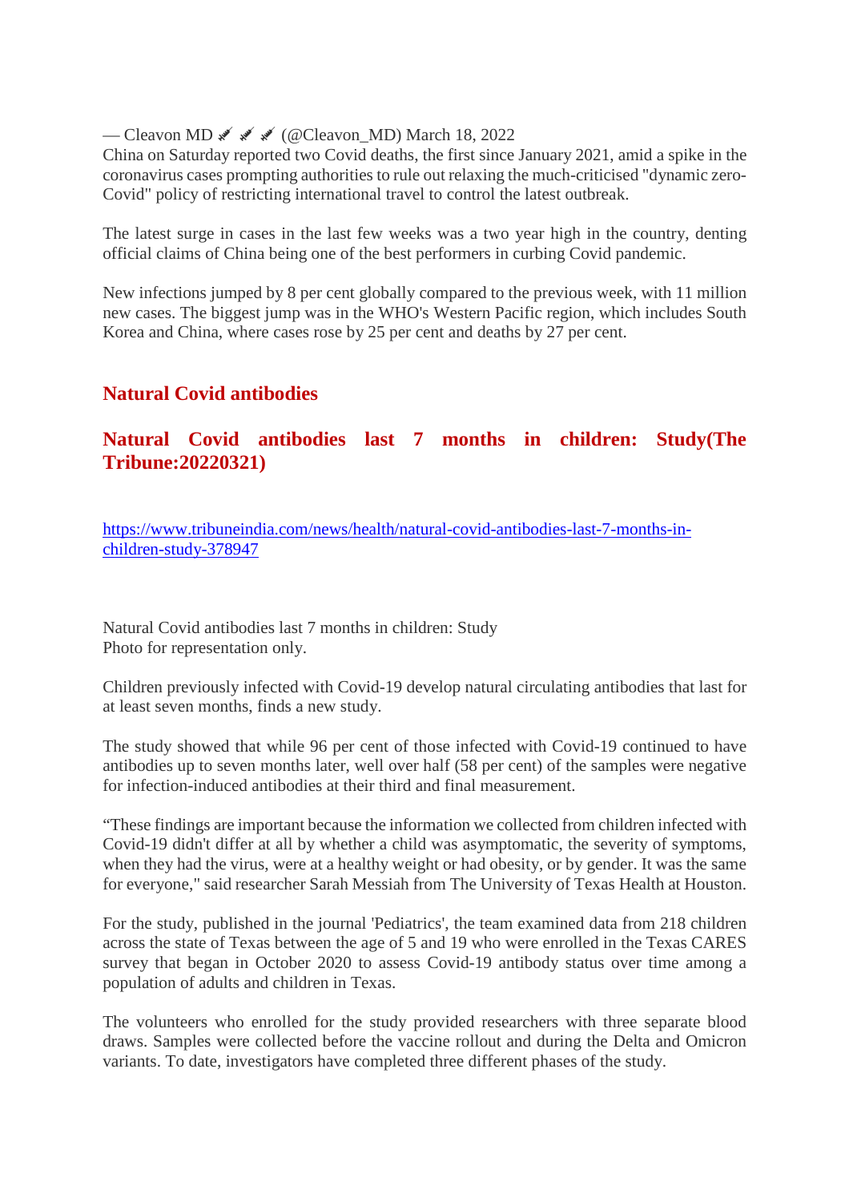— Cleavon MD 💉💉💉 (@Cleavon_MD) March 18, 2022

China on Saturday reported two Covid deaths, the first since January 2021, amid a spike in the coronavirus cases prompting authorities to rule out relaxing the much-criticised "dynamic zero-Covid" policy of restricting international travel to control the latest outbreak.

The latest surge in cases in the last few weeks was a two year high in the country, denting official claims of China being one of the best performers in curbing Covid pandemic.

New infections jumped by 8 per cent globally compared to the previous week, with 11 million new cases. The biggest jump was in the WHO's Western Pacific region, which includes South Korea and China, where cases rose by 25 per cent and deaths by 27 per cent.

## Natural Covid antibodies

## Natural Covid antibodies last 7 months in children: Study(The Tribune:20220321)

https://www.tribuneindia.com/news/health/natural-covid-antibodies-last-7-months-in-children-study-378947

Natural Covid antibodies last 7 months in children: Study
Photo for representation only.

Children previously infected with Covid-19 develop natural circulating antibodies that last for at least seven months, finds a new study.

The study showed that while 96 per cent of those infected with Covid-19 continued to have antibodies up to seven months later, well over half (58 per cent) of the samples were negative for infection-induced antibodies at their third and final measurement.

"These findings are important because the information we collected from children infected with Covid-19 didn't differ at all by whether a child was asymptomatic, the severity of symptoms, when they had the virus, were at a healthy weight or had obesity, or by gender. It was the same for everyone," said researcher Sarah Messiah from The University of Texas Health at Houston.

For the study, published in the journal 'Pediatrics', the team examined data from 218 children across the state of Texas between the age of 5 and 19 who were enrolled in the Texas CARES survey that began in October 2020 to assess Covid-19 antibody status over time among a population of adults and children in Texas.

The volunteers who enrolled for the study provided researchers with three separate blood draws. Samples were collected before the vaccine rollout and during the Delta and Omicron variants. To date, investigators have completed three different phases of the study.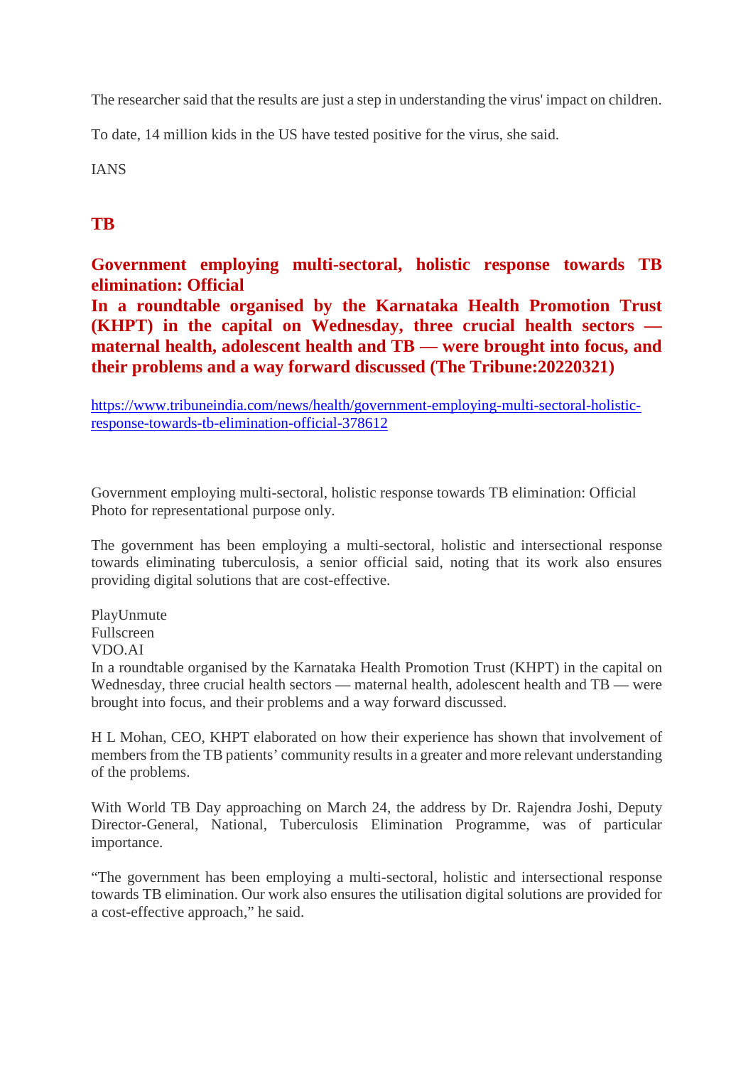The researcher said that the results are just a step in understanding the virus' impact on children.

To date, 14 million kids in the US have tested positive for the virus, she said.

IANS

## TB

### Government employing multi-sectoral, holistic response towards TB elimination: Official

### In a roundtable organised by the Karnataka Health Promotion Trust (KHPT) in the capital on Wednesday, three crucial health sectors — maternal health, adolescent health and TB — were brought into focus, and their problems and a way forward discussed (The Tribune:20220321)

https://www.tribuneindia.com/news/health/government-employing-multi-sectoral-holistic-response-towards-tb-elimination-official-378612

Government employing multi-sectoral, holistic response towards TB elimination: Official
Photo for representational purpose only.

The government has been employing a multi-sectoral, holistic and intersectional response towards eliminating tuberculosis, a senior official said, noting that its work also ensures providing digital solutions that are cost-effective.

PlayUnmute
Fullscreen
VDO.AI
In a roundtable organised by the Karnataka Health Promotion Trust (KHPT) in the capital on Wednesday, three crucial health sectors — maternal health, adolescent health and TB — were brought into focus, and their problems and a way forward discussed.

H L Mohan, CEO, KHPT elaborated on how their experience has shown that involvement of members from the TB patients' community results in a greater and more relevant understanding of the problems.

With World TB Day approaching on March 24, the address by Dr. Rajendra Joshi, Deputy Director-General, National, Tuberculosis Elimination Programme, was of particular importance.

"The government has been employing a multi-sectoral, holistic and intersectional response towards TB elimination. Our work also ensures the utilisation digital solutions are provided for a cost-effective approach," he said.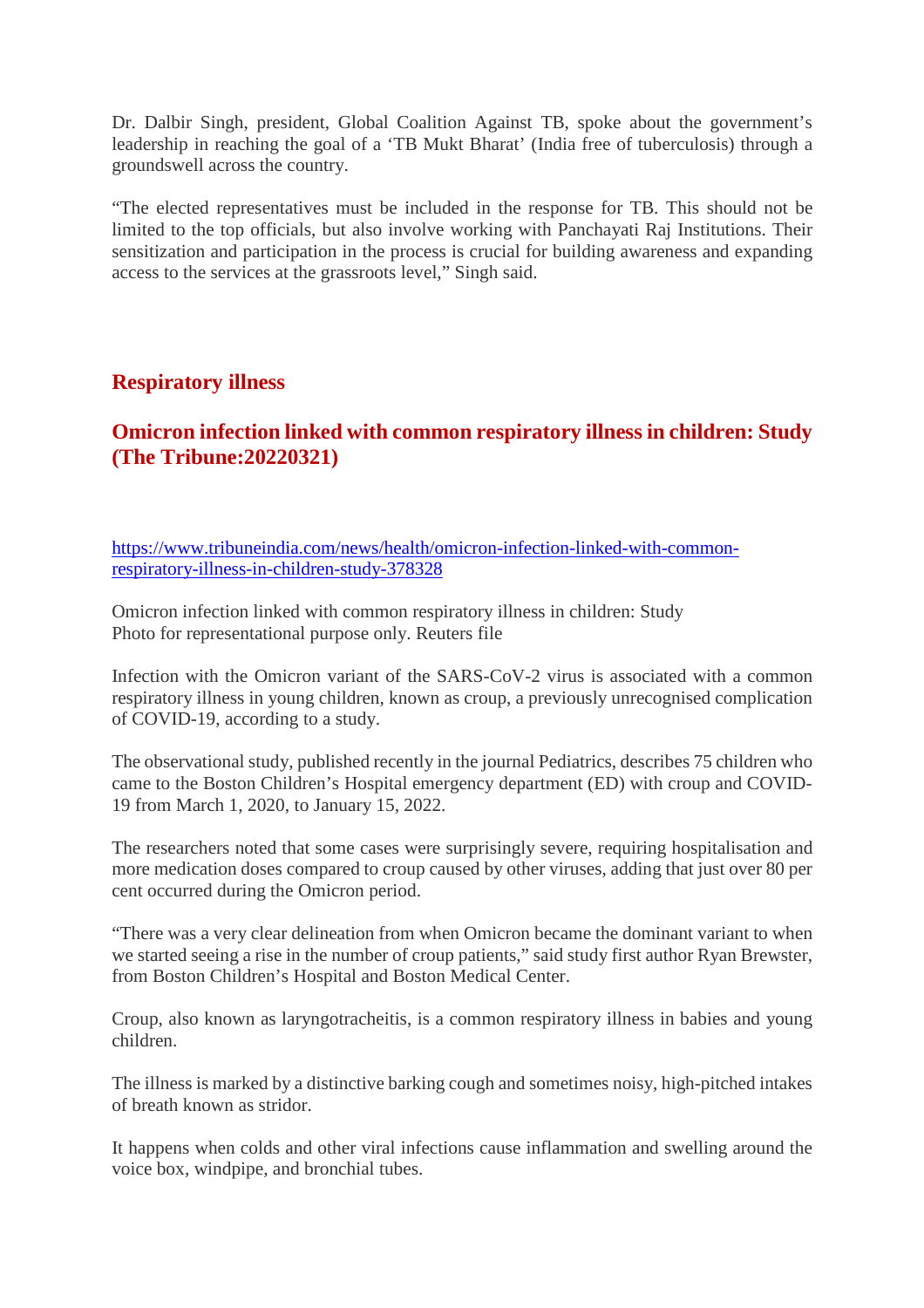Dr. Dalbir Singh, president, Global Coalition Against TB, spoke about the government's leadership in reaching the goal of a 'TB Mukt Bharat' (India free of tuberculosis) through a groundswell across the country.

"The elected representatives must be included in the response for TB. This should not be limited to the top officials, but also involve working with Panchayati Raj Institutions. Their sensitization and participation in the process is crucial for building awareness and expanding access to the services at the grassroots level," Singh said.

## Respiratory illness

## Omicron infection linked with common respiratory illness in children: Study (The Tribune:20220321)

https://www.tribuneindia.com/news/health/omicron-infection-linked-with-common-respiratory-illness-in-children-study-378328

Omicron infection linked with common respiratory illness in children: Study
Photo for representational purpose only. Reuters file

Infection with the Omicron variant of the SARS-CoV-2 virus is associated with a common respiratory illness in young children, known as croup, a previously unrecognised complication of COVID-19, according to a study.

The observational study, published recently in the journal Pediatrics, describes 75 children who came to the Boston Children's Hospital emergency department (ED) with croup and COVID-19 from March 1, 2020, to January 15, 2022.

The researchers noted that some cases were surprisingly severe, requiring hospitalisation and more medication doses compared to croup caused by other viruses, adding that just over 80 per cent occurred during the Omicron period.

"There was a very clear delineation from when Omicron became the dominant variant to when we started seeing a rise in the number of croup patients," said study first author Ryan Brewster, from Boston Children's Hospital and Boston Medical Center.

Croup, also known as laryngotracheitis, is a common respiratory illness in babies and young children.

The illness is marked by a distinctive barking cough and sometimes noisy, high-pitched intakes of breath known as stridor.

It happens when colds and other viral infections cause inflammation and swelling around the voice box, windpipe, and bronchial tubes.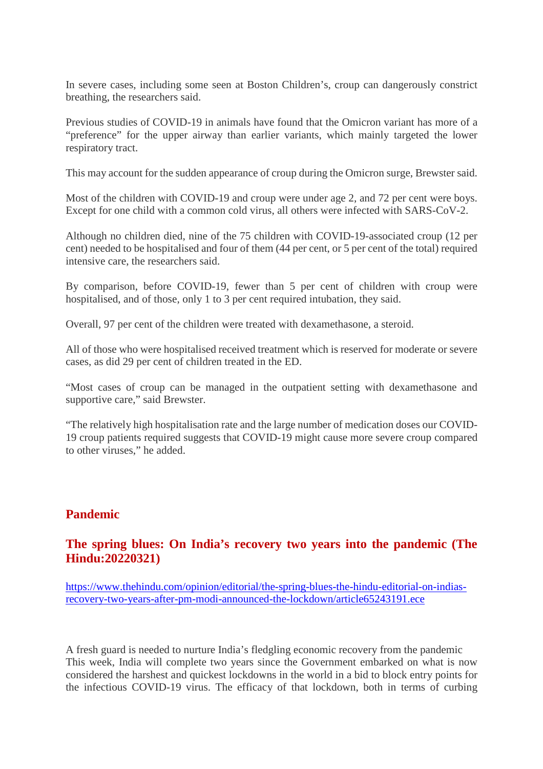In severe cases, including some seen at Boston Children's, croup can dangerously constrict breathing, the researchers said.

Previous studies of COVID-19 in animals have found that the Omicron variant has more of a "preference" for the upper airway than earlier variants, which mainly targeted the lower respiratory tract.

This may account for the sudden appearance of croup during the Omicron surge, Brewster said.

Most of the children with COVID-19 and croup were under age 2, and 72 per cent were boys. Except for one child with a common cold virus, all others were infected with SARS-CoV-2.

Although no children died, nine of the 75 children with COVID-19-associated croup (12 per cent) needed to be hospitalised and four of them (44 per cent, or 5 per cent of the total) required intensive care, the researchers said.

By comparison, before COVID-19, fewer than 5 per cent of children with croup were hospitalised, and of those, only 1 to 3 per cent required intubation, they said.

Overall, 97 per cent of the children were treated with dexamethasone, a steroid.

All of those who were hospitalised received treatment which is reserved for moderate or severe cases, as did 29 per cent of children treated in the ED.

"Most cases of croup can be managed in the outpatient setting with dexamethasone and supportive care," said Brewster.

"The relatively high hospitalisation rate and the large number of medication doses our COVID-19 croup patients required suggests that COVID-19 might cause more severe croup compared to other viruses," he added.

## Pandemic

### The spring blues: On India's recovery two years into the pandemic (The Hindu:20220321)

https://www.thehindu.com/opinion/editorial/the-spring-blues-the-hindu-editorial-on-indias-recovery-two-years-after-pm-modi-announced-the-lockdown/article65243191.ece

A fresh guard is needed to nurture India's fledgling economic recovery from the pandemic
This week, India will complete two years since the Government embarked on what is now considered the harshest and quickest lockdowns in the world in a bid to block entry points for the infectious COVID-19 virus. The efficacy of that lockdown, both in terms of curbing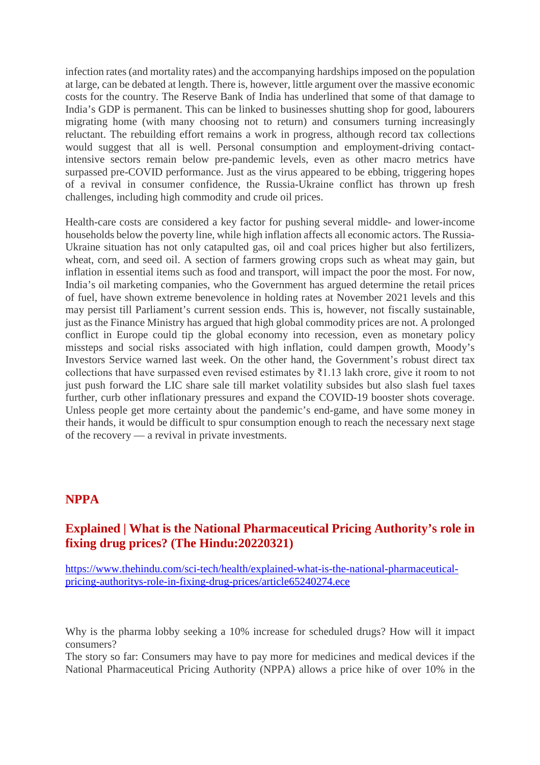infection rates (and mortality rates) and the accompanying hardships imposed on the population at large, can be debated at length. There is, however, little argument over the massive economic costs for the country. The Reserve Bank of India has underlined that some of that damage to India's GDP is permanent. This can be linked to businesses shutting shop for good, labourers migrating home (with many choosing not to return) and consumers turning increasingly reluctant. The rebuilding effort remains a work in progress, although record tax collections would suggest that all is well. Personal consumption and employment-driving contact-intensive sectors remain below pre-pandemic levels, even as other macro metrics have surpassed pre-COVID performance. Just as the virus appeared to be ebbing, triggering hopes of a revival in consumer confidence, the Russia-Ukraine conflict has thrown up fresh challenges, including high commodity and crude oil prices.

Health-care costs are considered a key factor for pushing several middle- and lower-income households below the poverty line, while high inflation affects all economic actors. The Russia-Ukraine situation has not only catapulted gas, oil and coal prices higher but also fertilizers, wheat, corn, and seed oil. A section of farmers growing crops such as wheat may gain, but inflation in essential items such as food and transport, will impact the poor the most. For now, India's oil marketing companies, who the Government has argued determine the retail prices of fuel, have shown extreme benevolence in holding rates at November 2021 levels and this may persist till Parliament's current session ends. This is, however, not fiscally sustainable, just as the Finance Ministry has argued that high global commodity prices are not. A prolonged conflict in Europe could tip the global economy into recession, even as monetary policy missteps and social risks associated with high inflation, could dampen growth, Moody's Investors Service warned last week. On the other hand, the Government's robust direct tax collections that have surpassed even revised estimates by ₹1.13 lakh crore, give it room to not just push forward the LIC share sale till market volatility subsides but also slash fuel taxes further, curb other inflationary pressures and expand the COVID-19 booster shots coverage. Unless people get more certainty about the pandemic's end-game, and have some money in their hands, it would be difficult to spur consumption enough to reach the necessary next stage of the recovery — a revival in private investments.

## NPPA

## Explained | What is the National Pharmaceutical Pricing Authority's role in fixing drug prices? (The Hindu:20220321)

https://www.thehindu.com/sci-tech/health/explained-what-is-the-national-pharmaceutical-pricing-authoritys-role-in-fixing-drug-prices/article65240274.ece

Why is the pharma lobby seeking a 10% increase for scheduled drugs? How will it impact consumers?
The story so far: Consumers may have to pay more for medicines and medical devices if the National Pharmaceutical Pricing Authority (NPPA) allows a price hike of over 10% in the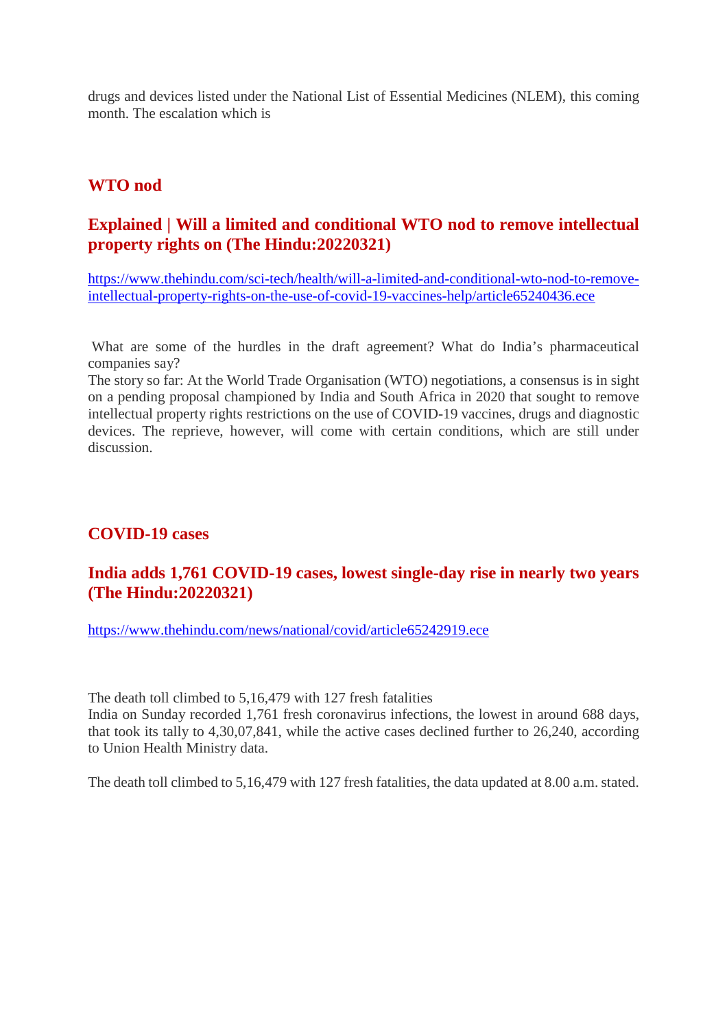drugs and devices listed under the National List of Essential Medicines (NLEM), this coming month. The escalation which is

## WTO nod

### Explained | Will a limited and conditional WTO nod to remove intellectual property rights on (The Hindu:20220321)

https://www.thehindu.com/sci-tech/health/will-a-limited-and-conditional-wto-nod-to-remove-intellectual-property-rights-on-the-use-of-covid-19-vaccines-help/article65240436.ece

What are some of the hurdles in the draft agreement? What do India's pharmaceutical companies say?
The story so far: At the World Trade Organisation (WTO) negotiations, a consensus is in sight on a pending proposal championed by India and South Africa in 2020 that sought to remove intellectual property rights restrictions on the use of COVID-19 vaccines, drugs and diagnostic devices. The reprieve, however, will come with certain conditions, which are still under discussion.

## COVID-19 cases

### India adds 1,761 COVID-19 cases, lowest single-day rise in nearly two years (The Hindu:20220321)

https://www.thehindu.com/news/national/covid/article65242919.ece

The death toll climbed to 5,16,479 with 127 fresh fatalities
India on Sunday recorded 1,761 fresh coronavirus infections, the lowest in around 688 days, that took its tally to 4,30,07,841, while the active cases declined further to 26,240, according to Union Health Ministry data.

The death toll climbed to 5,16,479 with 127 fresh fatalities, the data updated at 8.00 a.m. stated.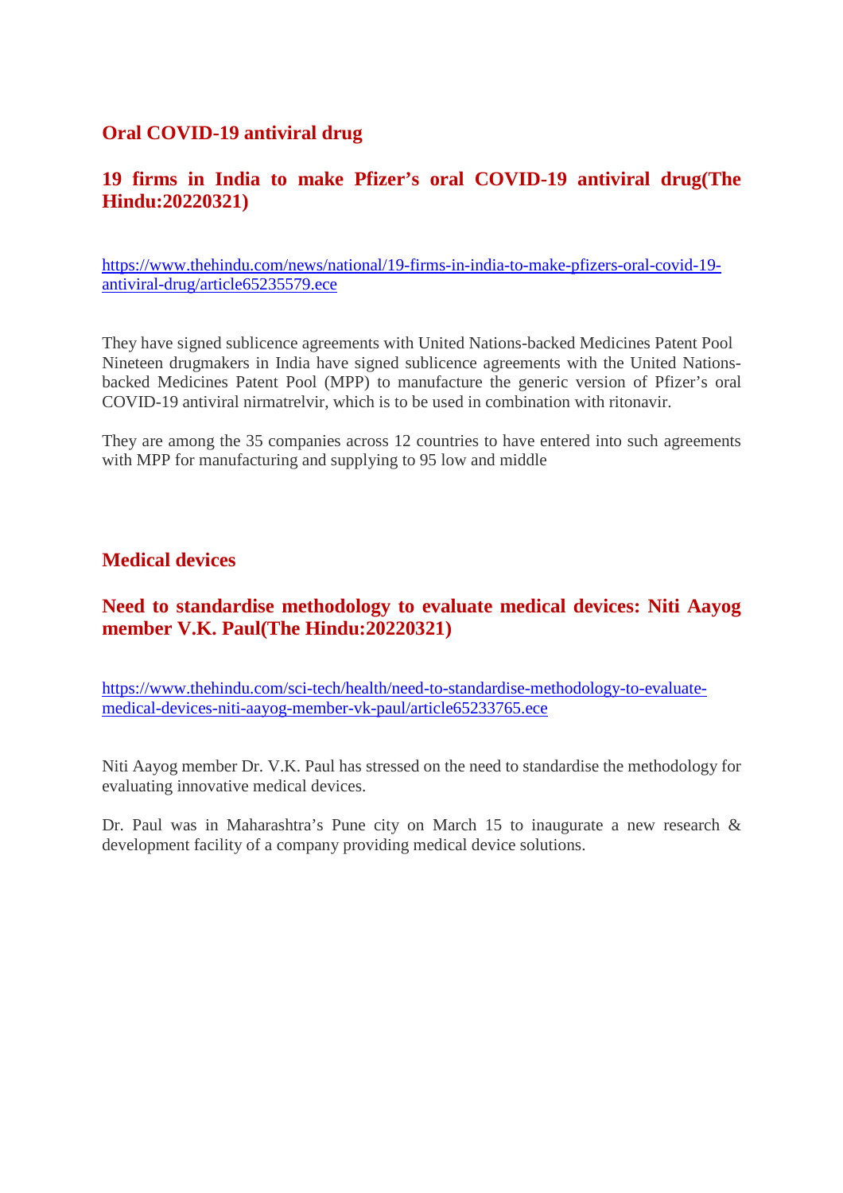## Oral COVID-19 antiviral drug

### 19 firms in India to make Pfizer's oral COVID-19 antiviral drug(The Hindu:20220321)

https://www.thehindu.com/news/national/19-firms-in-india-to-make-pfizers-oral-covid-19-antiviral-drug/article65235579.ece

They have signed sublicence agreements with United Nations-backed Medicines Patent Pool Nineteen drugmakers in India have signed sublicence agreements with the United Nations-backed Medicines Patent Pool (MPP) to manufacture the generic version of Pfizer's oral COVID-19 antiviral nirmatrelvir, which is to be used in combination with ritonavir.

They are among the 35 companies across 12 countries to have entered into such agreements with MPP for manufacturing and supplying to 95 low and middle

## Medical devices

### Need to standardise methodology to evaluate medical devices: Niti Aayog member V.K. Paul(The Hindu:20220321)

https://www.thehindu.com/sci-tech/health/need-to-standardise-methodology-to-evaluate-medical-devices-niti-aayog-member-vk-paul/article65233765.ece

Niti Aayog member Dr. V.K. Paul has stressed on the need to standardise the methodology for evaluating innovative medical devices.

Dr. Paul was in Maharashtra's Pune city on March 15 to inaugurate a new research & development facility of a company providing medical device solutions.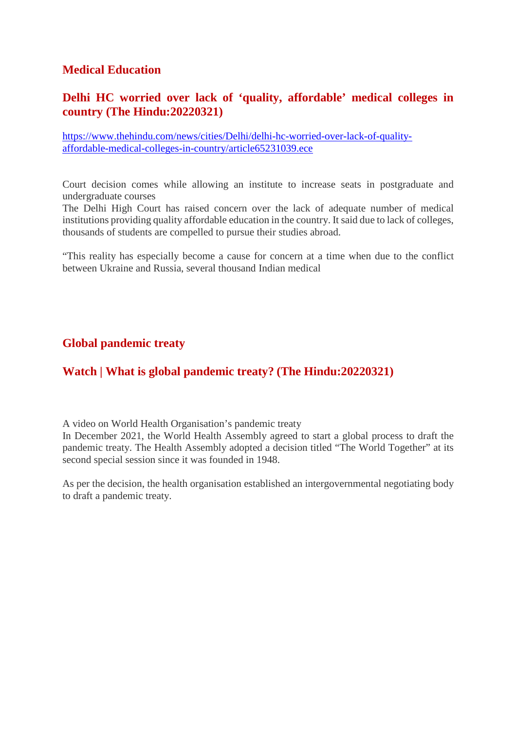## Medical Education

### Delhi HC worried over lack of 'quality, affordable' medical colleges in country (The Hindu:20220321)

https://www.thehindu.com/news/cities/Delhi/delhi-hc-worried-over-lack-of-quality-affordable-medical-colleges-in-country/article65231039.ece

Court decision comes while allowing an institute to increase seats in postgraduate and undergraduate courses
The Delhi High Court has raised concern over the lack of adequate number of medical institutions providing quality affordable education in the country. It said due to lack of colleges, thousands of students are compelled to pursue their studies abroad.

"This reality has especially become a cause for concern at a time when due to the conflict between Ukraine and Russia, several thousand Indian medical

## Global pandemic treaty

### Watch | What is global pandemic treaty? (The Hindu:20220321)

A video on World Health Organisation's pandemic treaty
In December 2021, the World Health Assembly agreed to start a global process to draft the pandemic treaty. The Health Assembly adopted a decision titled "The World Together" at its second special session since it was founded in 1948.

As per the decision, the health organisation established an intergovernmental negotiating body to draft a pandemic treaty.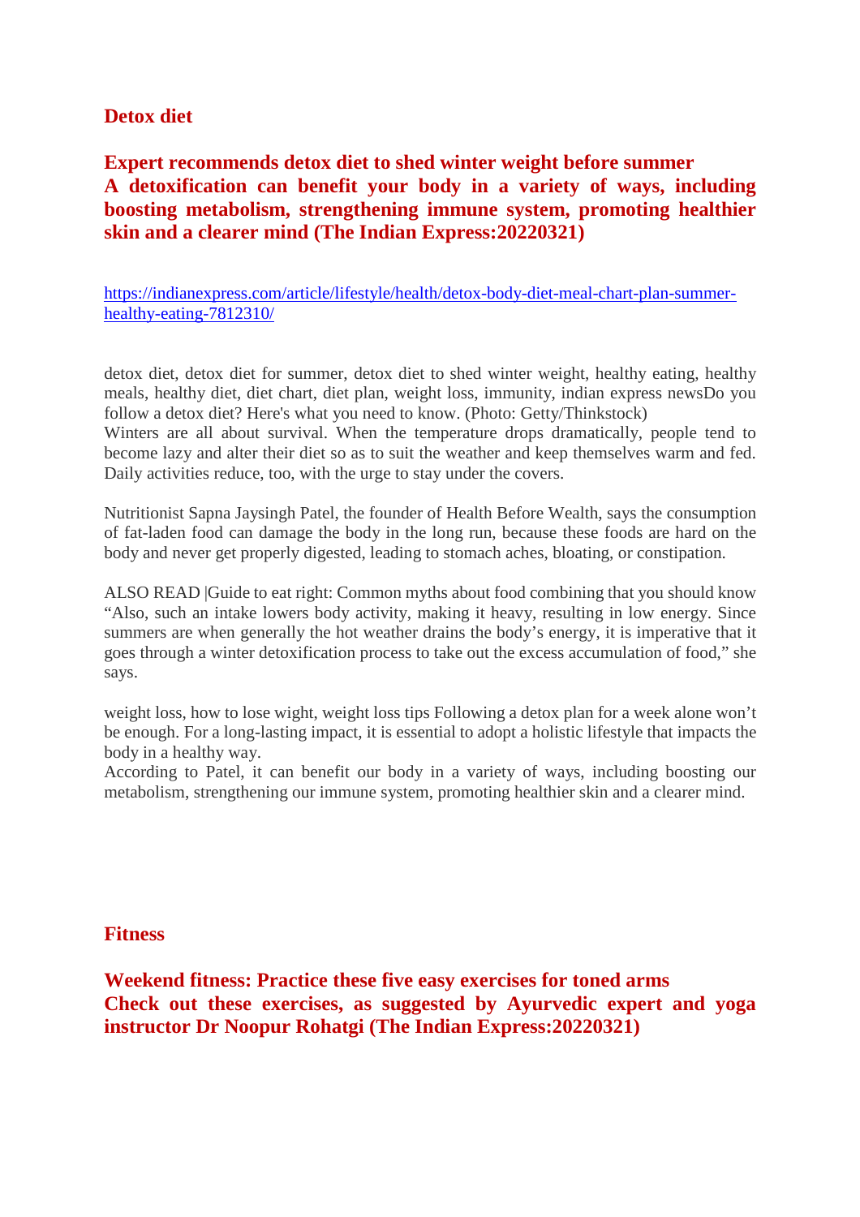## Detox diet

**Expert recommends detox diet to shed winter weight before summer**
**A detoxification can benefit your body in a variety of ways, including boosting metabolism, strengthening immune system, promoting healthier skin and a clearer mind (The Indian Express:20220321)**

https://indianexpress.com/article/lifestyle/health/detox-body-diet-meal-chart-plan-summer-healthy-eating-7812310/

detox diet, detox diet for summer, detox diet to shed winter weight, healthy eating, healthy meals, healthy diet, diet chart, diet plan, weight loss, immunity, indian express newsDo you follow a detox diet? Here's what you need to know. (Photo: Getty/Thinkstock)
Winters are all about survival. When the temperature drops dramatically, people tend to become lazy and alter their diet so as to suit the weather and keep themselves warm and fed. Daily activities reduce, too, with the urge to stay under the covers.

Nutritionist Sapna Jaysingh Patel, the founder of Health Before Wealth, says the consumption of fat-laden food can damage the body in the long run, because these foods are hard on the body and never get properly digested, leading to stomach aches, bloating, or constipation.

ALSO READ |Guide to eat right: Common myths about food combining that you should know
"Also, such an intake lowers body activity, making it heavy, resulting in low energy. Since summers are when generally the hot weather drains the body's energy, it is imperative that it goes through a winter detoxification process to take out the excess accumulation of food," she says.

weight loss, how to lose wight, weight loss tips Following a detox plan for a week alone won't be enough. For a long-lasting impact, it is essential to adopt a holistic lifestyle that impacts the body in a healthy way.
According to Patel, it can benefit our body in a variety of ways, including boosting our metabolism, strengthening our immune system, promoting healthier skin and a clearer mind.

## Fitness

**Weekend fitness: Practice these five easy exercises for toned arms**
**Check out these exercises, as suggested by Ayurvedic expert and yoga instructor Dr Noopur Rohatgi (The Indian Express:20220321)**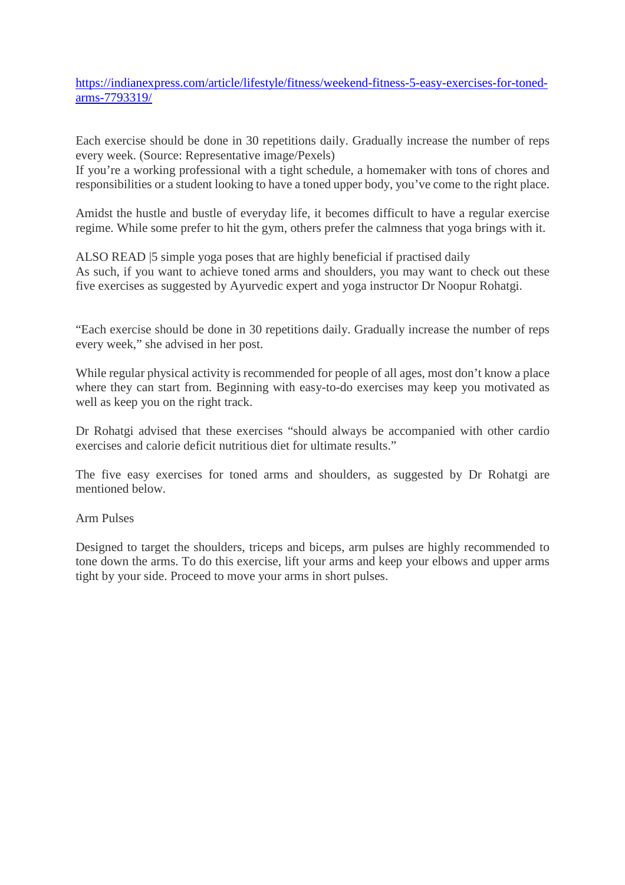[https://indianexpress.com/article/lifestyle/fitness/weekend-fitness-5-easy-exercises-for-toned-arms-7793319/](https://indianexpress.com/article/lifestyle/fitness/weekend-fitness-5-easy-exercises-for-toned-arms-7793319/)

Each exercise should be done in 30 repetitions daily. Gradually increase the number of reps every week. (Source: Representative image/Pexels)
If you're a working professional with a tight schedule, a homemaker with tons of chores and responsibilities or a student looking to have a toned upper body, you've come to the right place.

Amidst the hustle and bustle of everyday life, it becomes difficult to have a regular exercise regime. While some prefer to hit the gym, others prefer the calmness that yoga brings with it.

ALSO READ |5 simple yoga poses that are highly beneficial if practised daily
As such, if you want to achieve toned arms and shoulders, you may want to check out these five exercises as suggested by Ayurvedic expert and yoga instructor Dr Noopur Rohatgi.

"Each exercise should be done in 30 repetitions daily. Gradually increase the number of reps every week," she advised in her post.

While regular physical activity is recommended for people of all ages, most don't know a place where they can start from. Beginning with easy-to-do exercises may keep you motivated as well as keep you on the right track.

Dr Rohatgi advised that these exercises "should always be accompanied with other cardio exercises and calorie deficit nutritious diet for ultimate results."

The five easy exercises for toned arms and shoulders, as suggested by Dr Rohatgi are mentioned below.

Arm Pulses

Designed to target the shoulders, triceps and biceps, arm pulses are highly recommended to tone down the arms. To do this exercise, lift your arms and keep your elbows and upper arms tight by your side. Proceed to move your arms in short pulses.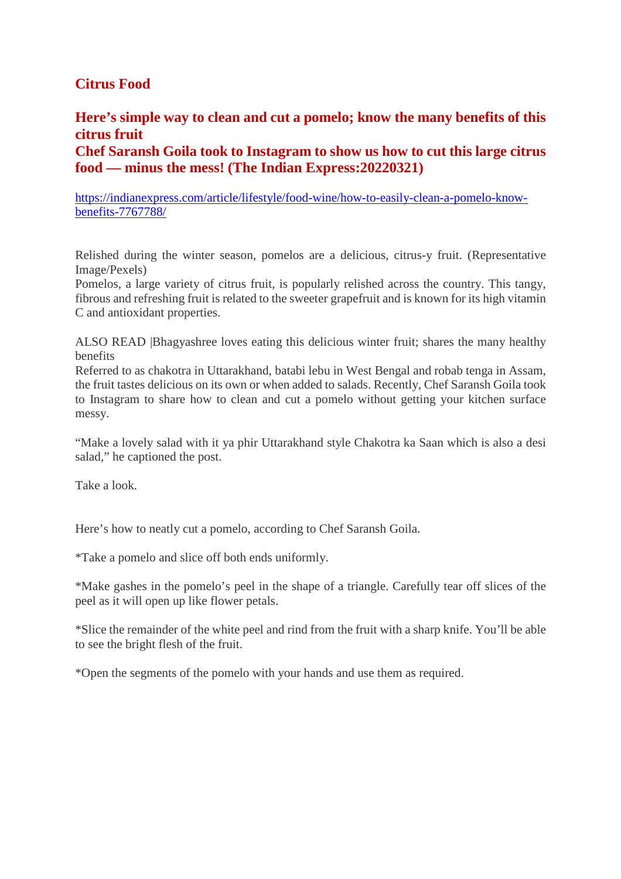## Citrus Food

### Here's simple way to clean and cut a pomelo; know the many benefits of this citrus fruit
### Chef Saransh Goila took to Instagram to show us how to cut this large citrus food — minus the mess! (The Indian Express:20220321)

https://indianexpress.com/article/lifestyle/food-wine/how-to-easily-clean-a-pomelo-know-benefits-7767788/

Relished during the winter season, pomelos are a delicious, citrus-y fruit. (Representative Image/Pexels)
Pomelos, a large variety of citrus fruit, is popularly relished across the country. This tangy, fibrous and refreshing fruit is related to the sweeter grapefruit and is known for its high vitamin C and antioxidant properties.

ALSO READ |Bhagyashree loves eating this delicious winter fruit; shares the many healthy benefits
Referred to as chakotra in Uttarakhand, batabi lebu in West Bengal and robab tenga in Assam, the fruit tastes delicious on its own or when added to salads. Recently, Chef Saransh Goila took to Instagram to share how to clean and cut a pomelo without getting your kitchen surface messy.

"Make a lovely salad with it ya phir Uttarakhand style Chakotra ka Saan which is also a desi salad," he captioned the post.

Take a look.

Here's how to neatly cut a pomelo, according to Chef Saransh Goila.

*Take a pomelo and slice off both ends uniformly.

*Make gashes in the pomelo's peel in the shape of a triangle. Carefully tear off slices of the peel as it will open up like flower petals.

*Slice the remainder of the white peel and rind from the fruit with a sharp knife. You'll be able to see the bright flesh of the fruit.

*Open the segments of the pomelo with your hands and use them as required.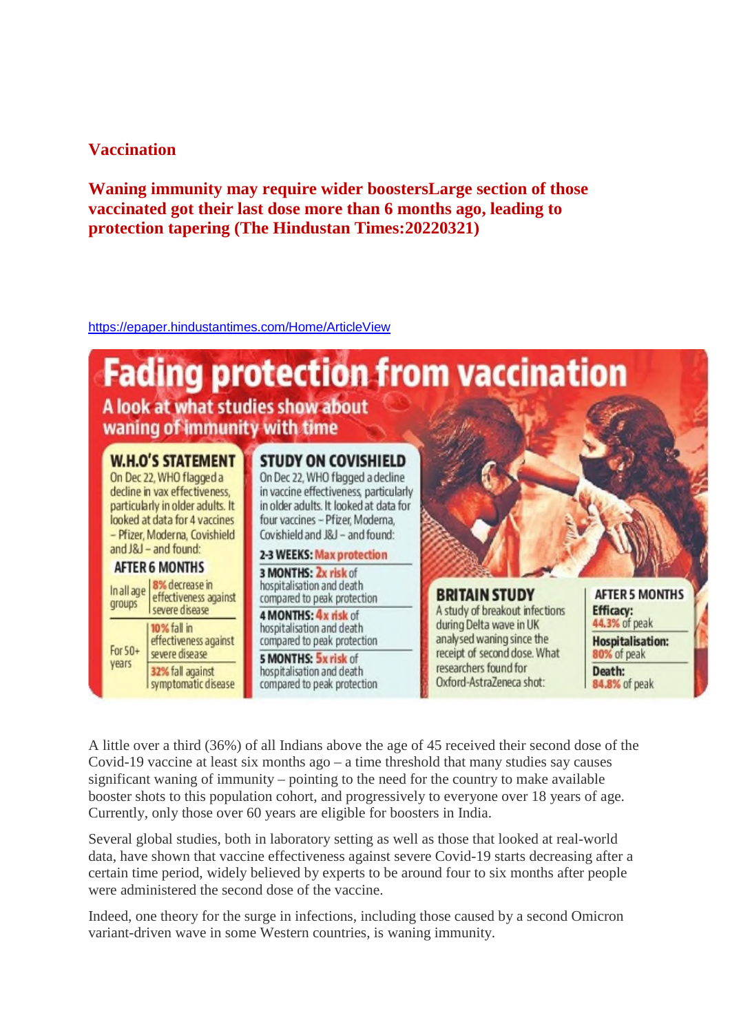## Vaccination

### Waning immunity may require wider boostersLarge section of those vaccinated got their last dose more than 6 months ago, leading to protection tapering (The Hindustan Times:20220321)

https://epaper.hindustantimes.com/Home/ArticleView

# Fading protection from vaccination

A look at what studies show about waning of immunity with time

**W.H.O'S STATEMENT**

On Dec 22, WHO flagged a decline in vax effectiveness, particularly in older adults. It looked at data for 4 vaccines – Pfizer, Moderna, Covishield and J&J – and found:

**AFTER 6 MONTHS**

| | |
|---|---|
| In all age groups | 8% decrease in effectiveness against severe disease |
| For 50+ years | 10% fall in effectiveness against severe disease |
| | 32% fall against symptomatic disease |

**STUDY ON COVISHIELD**

On Dec 22, WHO flagged a decline in vaccine effectiveness, particularly in older adults. It looked at data for four vaccines – Pfizer, Moderna, Covishield and J&J – and found:

**2-3 WEEKS:** Max protection

**3 MONTHS:** 2x risk of hospitalisation and death compared to peak protection

**4 MONTHS:** 4x risk of hospitalisation and death compared to peak protection

**5 MONTHS:** 5x risk of hospitalisation and death compared to peak protection

**BRITAIN STUDY**

A study of breakout infections during Delta wave in UK analysed waning since the receipt of second dose. What researchers found for Oxford-AstraZeneca shot:

**AFTER 5 MONTHS**

**Efficacy:** 44.3% of peak

**Hospitalisation:** 80% of peak

**Death:** 84.8% of peak

A little over a third (36%) of all Indians above the age of 45 received their second dose of the Covid-19 vaccine at least six months ago – a time threshold that many studies say causes significant waning of immunity – pointing to the need for the country to make available booster shots to this population cohort, and progressively to everyone over 18 years of age. Currently, only those over 60 years are eligible for boosters in India.

Several global studies, both in laboratory setting as well as those that looked at real-world data, have shown that vaccine effectiveness against severe Covid-19 starts decreasing after a certain time period, widely believed by experts to be around four to six months after people were administered the second dose of the vaccine.

Indeed, one theory for the surge in infections, including those caused by a second Omicron variant-driven wave in some Western countries, is waning immunity.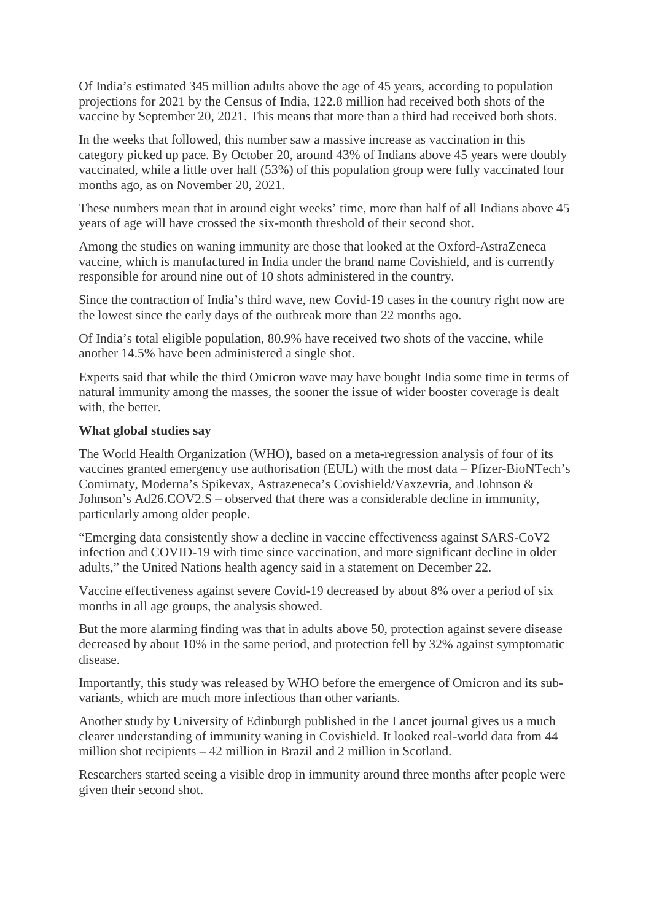Of India's estimated 345 million adults above the age of 45 years, according to population projections for 2021 by the Census of India, 122.8 million had received both shots of the vaccine by September 20, 2021. This means that more than a third had received both shots.

In the weeks that followed, this number saw a massive increase as vaccination in this category picked up pace. By October 20, around 43% of Indians above 45 years were doubly vaccinated, while a little over half (53%) of this population group were fully vaccinated four months ago, as on November 20, 2021.

These numbers mean that in around eight weeks' time, more than half of all Indians above 45 years of age will have crossed the six-month threshold of their second shot.

Among the studies on waning immunity are those that looked at the Oxford-AstraZeneca vaccine, which is manufactured in India under the brand name Covishield, and is currently responsible for around nine out of 10 shots administered in the country.

Since the contraction of India's third wave, new Covid-19 cases in the country right now are the lowest since the early days of the outbreak more than 22 months ago.

Of India's total eligible population, 80.9% have received two shots of the vaccine, while another 14.5% have been administered a single shot.

Experts said that while the third Omicron wave may have bought India some time in terms of natural immunity among the masses, the sooner the issue of wider booster coverage is dealt with, the better.

**What global studies say**

The World Health Organization (WHO), based on a meta-regression analysis of four of its vaccines granted emergency use authorisation (EUL) with the most data – Pfizer-BioNTech's Comirnaty, Moderna's Spikevax, Astrazeneca's Covishield/Vaxzevria, and Johnson & Johnson's Ad26.COV2.S – observed that there was a considerable decline in immunity, particularly among older people.

"Emerging data consistently show a decline in vaccine effectiveness against SARS-CoV2 infection and COVID-19 with time since vaccination, and more significant decline in older adults," the United Nations health agency said in a statement on December 22.

Vaccine effectiveness against severe Covid-19 decreased by about 8% over a period of six months in all age groups, the analysis showed.

But the more alarming finding was that in adults above 50, protection against severe disease decreased by about 10% in the same period, and protection fell by 32% against symptomatic disease.

Importantly, this study was released by WHO before the emergence of Omicron and its sub-variants, which are much more infectious than other variants.

Another study by University of Edinburgh published in the Lancet journal gives us a much clearer understanding of immunity waning in Covishield. It looked real-world data from 44 million shot recipients – 42 million in Brazil and 2 million in Scotland.

Researchers started seeing a visible drop in immunity around three months after people were given their second shot.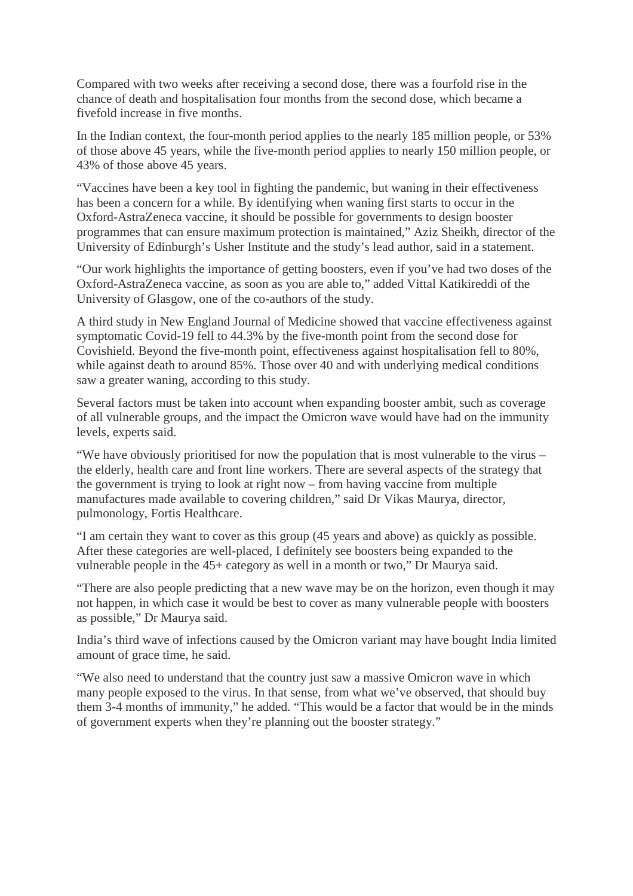Compared with two weeks after receiving a second dose, there was a fourfold rise in the chance of death and hospitalisation four months from the second dose, which became a fivefold increase in five months.

In the Indian context, the four-month period applies to the nearly 185 million people, or 53% of those above 45 years, while the five-month period applies to nearly 150 million people, or 43% of those above 45 years.

"Vaccines have been a key tool in fighting the pandemic, but waning in their effectiveness has been a concern for a while. By identifying when waning first starts to occur in the Oxford-AstraZeneca vaccine, it should be possible for governments to design booster programmes that can ensure maximum protection is maintained," Aziz Sheikh, director of the University of Edinburgh's Usher Institute and the study's lead author, said in a statement.

"Our work highlights the importance of getting boosters, even if you've had two doses of the Oxford-AstraZeneca vaccine, as soon as you are able to," added Vittal Katikireddi of the University of Glasgow, one of the co-authors of the study.

A third study in New England Journal of Medicine showed that vaccine effectiveness against symptomatic Covid-19 fell to 44.3% by the five-month point from the second dose for Covishield. Beyond the five-month point, effectiveness against hospitalisation fell to 80%, while against death to around 85%. Those over 40 and with underlying medical conditions saw a greater waning, according to this study.

Several factors must be taken into account when expanding booster ambit, such as coverage of all vulnerable groups, and the impact the Omicron wave would have had on the immunity levels, experts said.

"We have obviously prioritised for now the population that is most vulnerable to the virus – the elderly, health care and front line workers. There are several aspects of the strategy that the government is trying to look at right now – from having vaccine from multiple manufactures made available to covering children," said Dr Vikas Maurya, director, pulmonology, Fortis Healthcare.

"I am certain they want to cover as this group (45 years and above) as quickly as possible. After these categories are well-placed, I definitely see boosters being expanded to the vulnerable people in the 45+ category as well in a month or two," Dr Maurya said.

"There are also people predicting that a new wave may be on the horizon, even though it may not happen, in which case it would be best to cover as many vulnerable people with boosters as possible," Dr Maurya said.

India's third wave of infections caused by the Omicron variant may have bought India limited amount of grace time, he said.

"We also need to understand that the country just saw a massive Omicron wave in which many people exposed to the virus. In that sense, from what we've observed, that should buy them 3-4 months of immunity," he added. "This would be a factor that would be in the minds of government experts when they're planning out the booster strategy."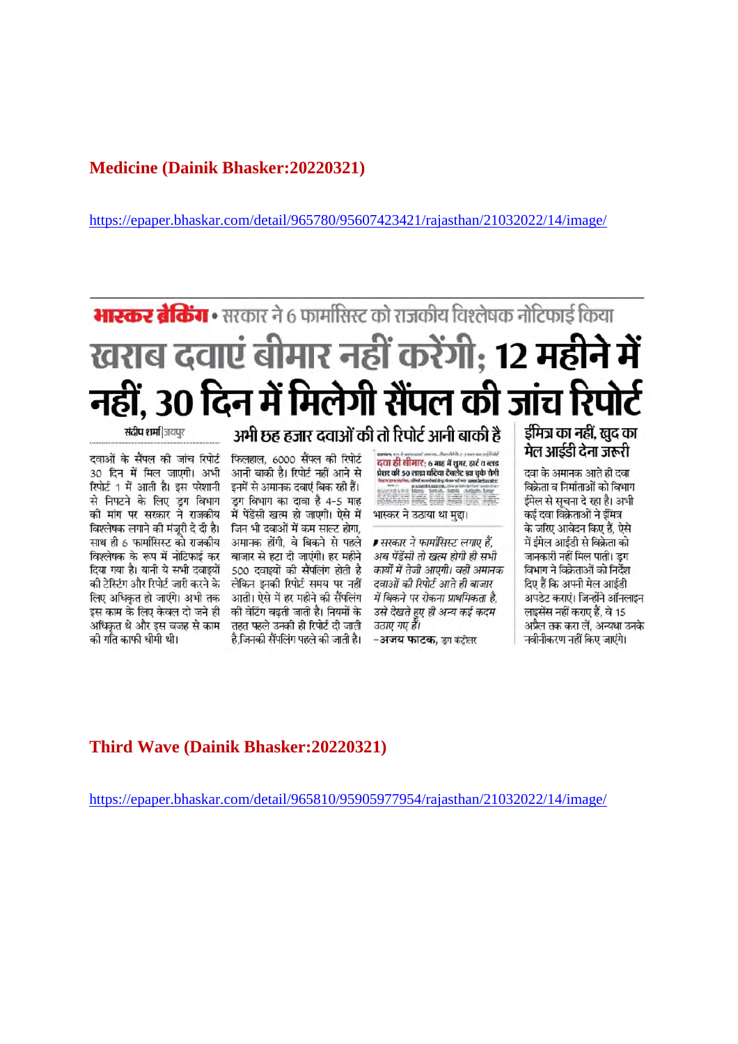**Medicine (Dainik Bhasker:20220321)**

https://epaper.bhaskar.com/detail/965780/95607423421/rajasthan/21032022/14/image/

**भास्कर ब्रेकिंग** • सरकार ने 6 फार्मासिस्ट को राजकीय विश्लेषक नोटिफाई किया

# खराब दवाएं बीमार नहीं करेंगी; 12 महीने में नहीं, 30 दिन में मिलेगी सैंपल की जांच रिपोर्ट

संदीप शर्मा | जयपुर

दवाओं के सैंपल की जांच रिपोर्ट 30 दिन में मिल जाएगी। अभी रिपोर्ट 1 में आती है। इस परेशानी से निपटने के लिए ड्रग विभाग की मांग पर सरकार ने राजकीय विश्लेषक लगाने की मंजूरी दे दी है। साथ ही 6 फार्मासिस्ट को राजकीय विश्लेषक के रूप में नोटिफाई कर दिया गया है। यानी ये सभी दवाइयों की टेस्टिंग और रिपोर्ट जारी करने के लिए अधिकृत हो जाएंगे। अभी तक इस काम के लिए केवल दो जने ही अधिकृत थे और इस वजह से काम की गति काफी धीमी थी।

## अभी छह हजार दवाओं की तो रिपोर्ट आनी बाकी है

फिलहाल, 6000 सैंपल की रिपोर्ट आनी बाकी है। रिपोर्ट नहीं आने से इनमें से अमानक दवाएं बिक रही हैं। ड्रग विभाग का दावा है 4-5 माह में पेंडेंसी खत्म हो जाएगी। ऐसे में जिन भी दवाओं में कम साल्ट होगा, अमानक होंगी, वे बिकने से पहले बाजार से हटा दी जाएंगी। हर महीने 500 दवाइयों की सैंपलिंग होती है लेकिन इनकी रिपोर्ट समय पर नहीं आती। ऐसे में हर महीने की सैंपलिंग की वेटिंग बढ़ती जाती है। नियमों के तहत पहले उनकी ही रिपोर्ट दी जाती है,जिनकी सैंपलिंग पहले की जाती है।

**दवा ही बीमार:** 6 माह में शुगर, हार्ट व ब्लड प्रेशर की 50 लाख घटिया टैबलेट खा चुके रोगी

भास्कर ने उठाया था मुद्दा।

*■ सरकार ने फार्मासिस्ट लगाए हैं, अब पेंडेंसी तो खत्म होगी ही सभी कार्यों में तेजी आएगी। वहीं अमानक दवाओं की रिपोर्ट आते ही बाजार में बिकने पर रोकना प्राथमिकता है, उसे देखते हुए ही अन्य कई कदम उठाए गए हैं।*

**-अजय फाटक,** ड्रग कंट्रोलर

## ईमित्र का नहीं, खुद का मेल आईडी देना जरूरी

दवा के अमानक आते ही दवा विक्रेता व निर्माताओं को विभाग ईमेल से सूचना दे रहा है। अभी कई दवा विक्रेताओं ने ईमित्र के जरिए आवेदन किए हैं, ऐसे में ईमेल आईडी से विक्रेता को जानकारी नहीं मिल पाती। ड्रग विभाग ने विक्रेताओं को निर्देश दिए हैं कि अपनी मेल आईडी अपडेट कराएं। जिन्होंने ऑनलाइन लाइसेंस नहीं कराए हैं, वे 15 अप्रैल तक करा लें, अन्यथा उनके नवीनीकरण नहीं किए जाएंगे।

**Third Wave (Dainik Bhasker:20220321)**

https://epaper.bhaskar.com/detail/965810/95905977954/rajasthan/21032022/14/image/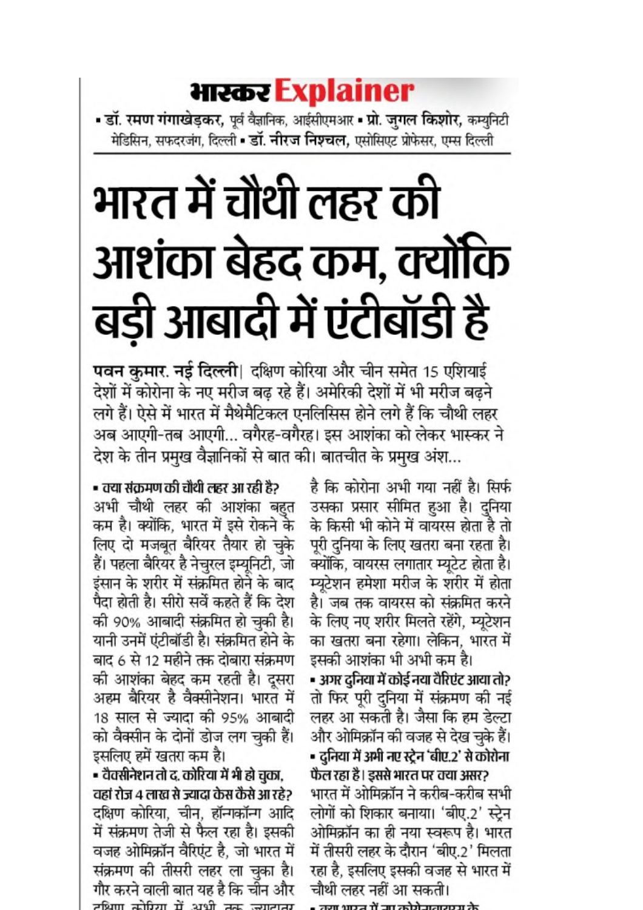# भास्कर Explainer

▪ **डॉ. रमण गंगाखेड़कर,** पूर्व वैज्ञानिक, आईसीएमआर ▪ **प्रो. जुगल किशोर,** कम्युनिटी मेडिसिन, सफदरजंग, दिल्ली ▪ **डॉ. नीरज निश्चल,** एसोसिएट प्रोफेसर, एम्स दिल्ली

# भारत में चौथी लहर की आशंका बेहद कम, क्योंकि बड़ी आबादी में एंटीबॉडी है

**पवन कुमार. नई दिल्ली**| दक्षिण कोरिया और चीन समेत 15 एशियाई देशों में कोरोना के नए मरीज बढ़ रहे हैं। अमेरिकी देशों में भी मरीज बढ़ने लगे हैं। ऐसे में भारत में मैथेमैटिकल एनलिसिस होने लगे हैं कि चौथी लहर अब आएगी-तब आएगी... वगैरह-वगैरह। इस आशंका को लेकर भास्कर ने देश के तीन प्रमुख वैज्ञानिकों से बात की। बातचीत के प्रमुख अंश...

▪ **क्या संक्रमण की चौथी लहर आ रही है?**

अभी चौथी लहर की आशंका बहुत कम है। क्योंकि, भारत में इसे रोकने के लिए दो मजबूत बैरियर तैयार हो चुके हैं। पहला बैरियर है नेचुरल इम्यूनिटी, जो इंसान के शरीर में संक्रमित होने के बाद पैदा होती है। सीरो सर्वे कहते हैं कि देश की 90% आबादी संक्रमित हो चुकी है। यानी उनमें एंटीबॉडी है। संक्रमित होने के बाद 6 से 12 महीने तक दोबारा संक्रमण की आशंका बेहद कम रहती है। दूसरा अहम बैरियर है वैक्सीनेशन। भारत में 18 साल से ज्यादा की 95% आबादी को वैक्सीन के दोनों डोज लग चुकी हैं। इसलिए हमें खतरा कम है।

▪ **वैक्सीनेशन तो द. कोरिया में भी हो चुका, वहां रोज 4 लाख से ज्यादा केस कैसे आ रहे?**

दक्षिण कोरिया, चीन, हॉन्गकॉन्ग आदि में संक्रमण तेजी से फैल रहा है। इसकी वजह ओमिक्रॉन वैरिएंट है, जो भारत में संक्रमण की तीसरी लहर ला चुका है। गौर करने वाली बात यह है कि चीन और दक्षिण कोरिया में अभी तक ज्यादातर

है कि कोरोना अभी गया नहीं है। सिर्फ उसका प्रसार सीमित हुआ है। दुनिया के किसी भी कोने में वायरस होता है तो पूरी दुनिया के लिए खतरा बना रहता है। क्योंकि, वायरस लगातार म्यूटेट होता है। म्यूटेशन हमेशा मरीज के शरीर में होता है। जब तक वायरस को संक्रमित करने के लिए नए शरीर मिलते रहेंगे, म्यूटेशन का खतरा बना रहेगा। लेकिन, भारत में इसकी आशंका भी अभी कम है।

▪ **अगर दुनिया में कोई नया वैरिएंट आया तो?**

तो फिर पूरी दुनिया में संक्रमण की नई लहर आ सकती है। जैसा कि हम डेल्टा और ओमिक्रॉन की वजह से देख चुके हैं।

▪ **दुनिया में अभी नए स्ट्रेन 'बीए.2' से कोरोना फैल रहा है। इससे भारत पर क्या असर?**

भारत में ओमिक्रॉन ने करीब-करीब सभी लोगों को शिकार बनाया। 'बीए.2' स्ट्रेन ओमिक्रॉन का ही नया स्वरूप है। भारत में तीसरी लहर के दौरान 'बीए.2' मिलता रहा है, इसलिए इसकी वजह से भारत में चौथी लहर नहीं आ सकती।

▪ **क्या भारत में नए कोरोनावायरस के**